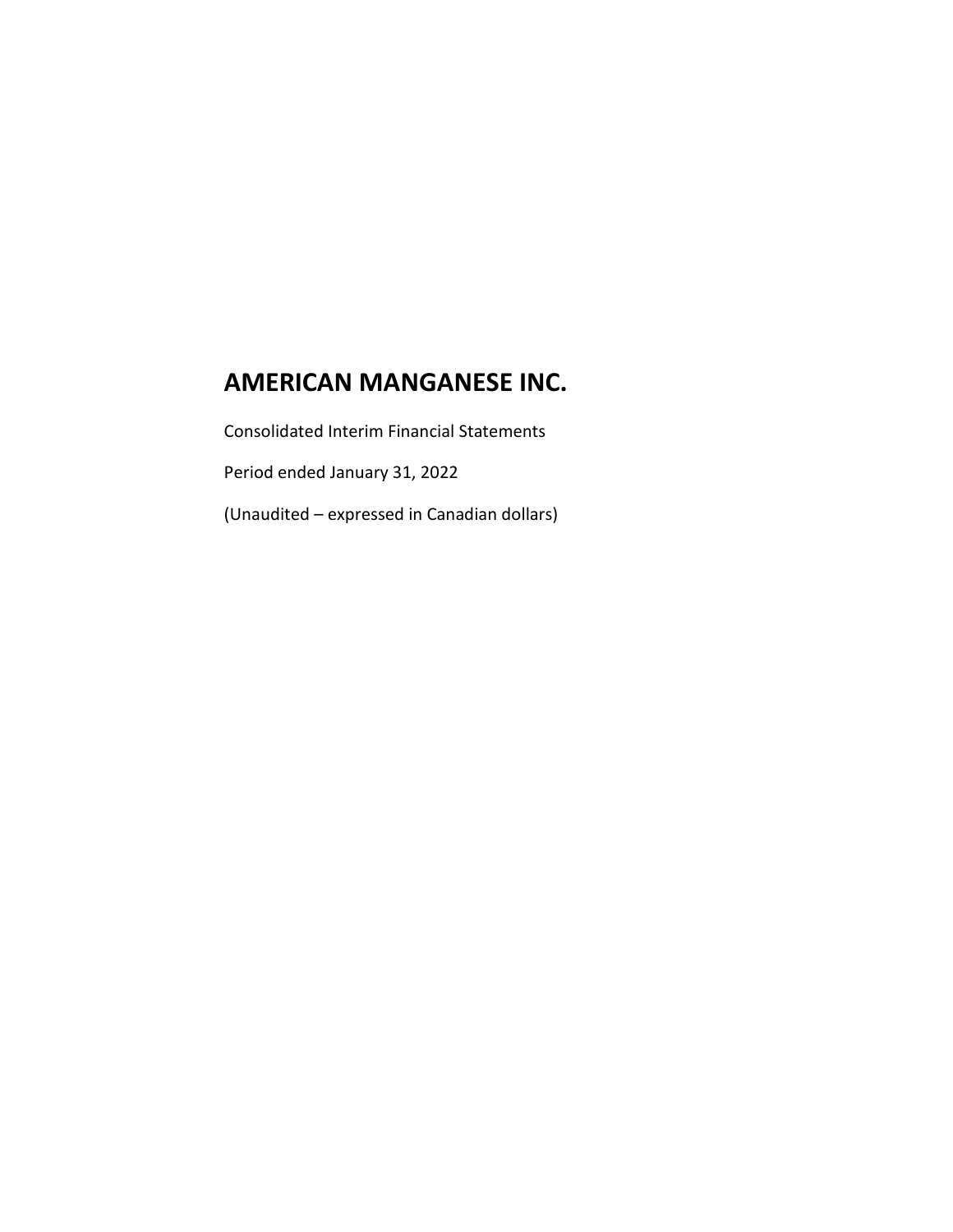# AMERICAN MANGANESE INC.

Consolidated Interim Financial Statements

Period ended January 31, 2022

(Unaudited – expressed in Canadian dollars)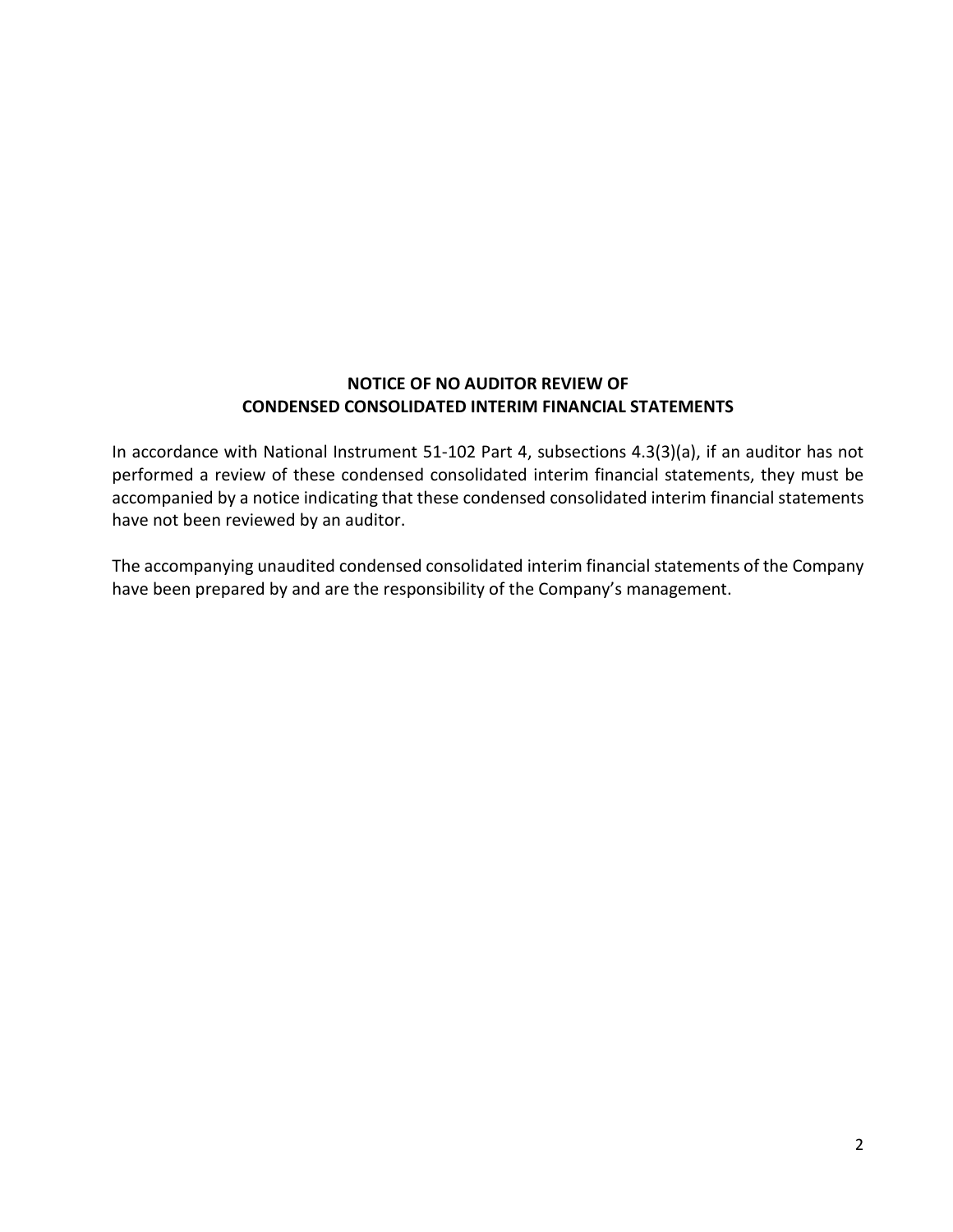## NOTICE OF NO AUDITOR REVIEW OF CONDENSED CONSOLIDATED INTERIM FINANCIAL STATEMENTS

In accordance with National Instrument 51-102 Part 4, subsections 4.3(3)(a), if an auditor has not performed a review of these condensed consolidated interim financial statements, they must be accompanied by a notice indicating that these condensed consolidated interim financial statements have not been reviewed by an auditor.

The accompanying unaudited condensed consolidated interim financial statements of the Company have been prepared by and are the responsibility of the Company's management.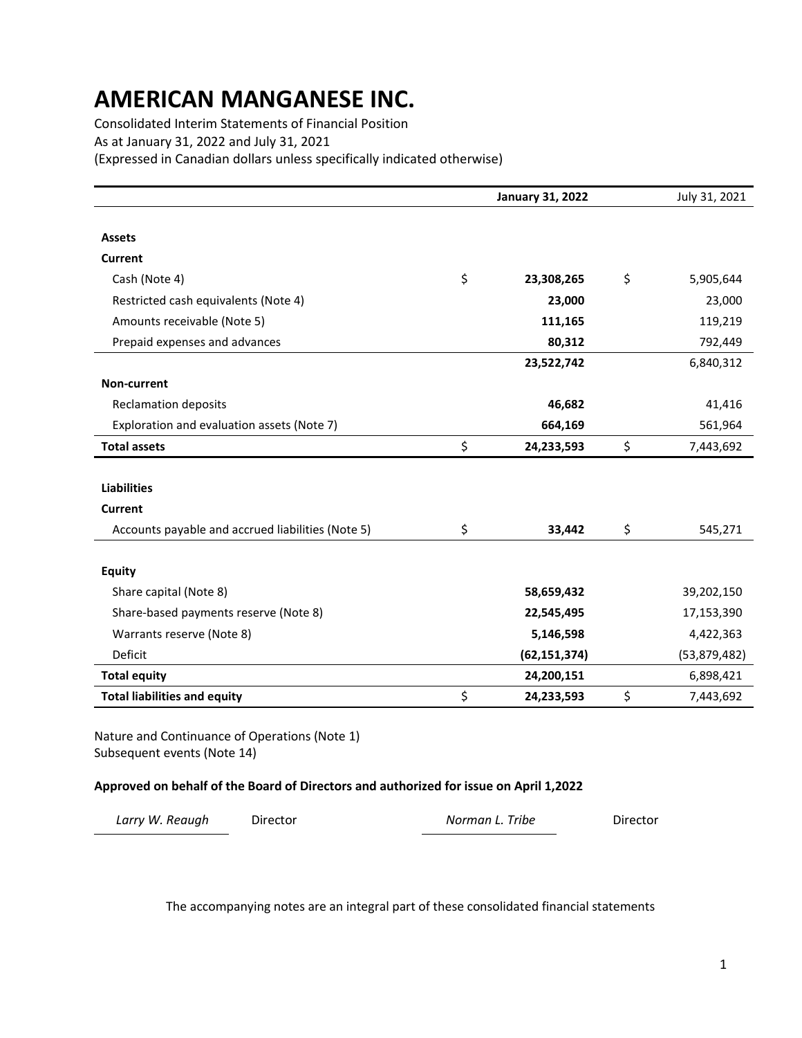# AMERICAN MANGANESE INC.

Consolidated Interim Statements of Financial Position
As at January 31, 2022 and July 31, 2021
(Expressed in Canadian dollars unless specifically indicated otherwise)

| | | **January 31, 2022** | | July 31, 2021 |
|---|---|---|---|---|
| **Assets** | | | | |
| **Current** | | | | |
| Cash (Note 4) | $ | **23,308,265** | $ | 5,905,644 |
| Restricted cash equivalents (Note 4) | | **23,000** | | 23,000 |
| Amounts receivable (Note 5) | | **111,165** | | 119,219 |
| Prepaid expenses and advances | | **80,312** | | 792,449 |
| | | **23,522,742** | | 6,840,312 |
| **Non-current** | | | | |
| Reclamation deposits | | **46,682** | | 41,416 |
| Exploration and evaluation assets (Note 7) | | **664,169** | | 561,964 |
| **Total assets** | $ | **24,233,593** | $ | 7,443,692 |
| **Liabilities** | | | | |
| **Current** | | | | |
| Accounts payable and accrued liabilities (Note 5) | $ | **33,442** | $ | 545,271 |
| **Equity** | | | | |
| Share capital (Note 8) | | **58,659,432** | | 39,202,150 |
| Share-based payments reserve (Note 8) | | **22,545,495** | | 17,153,390 |
| Warrants reserve (Note 8) | | **5,146,598** | | 4,422,363 |
| Deficit | | **(62,151,374)** | | (53,879,482) |
| **Total equity** | | **24,200,151** | | 6,898,421 |
| **Total liabilities and equity** | $ | **24,233,593** | $ | 7,443,692 |

Nature and Continuance of Operations (Note 1)
Subsequent events (Note 14)

**Approved on behalf of the Board of Directors and authorized for issue on April 1,2022**

| *Larry W. Reaugh* | Director | *Norman L. Tribe* | Director |
|---|---|---|---|

The accompanying notes are an integral part of these consolidated financial statements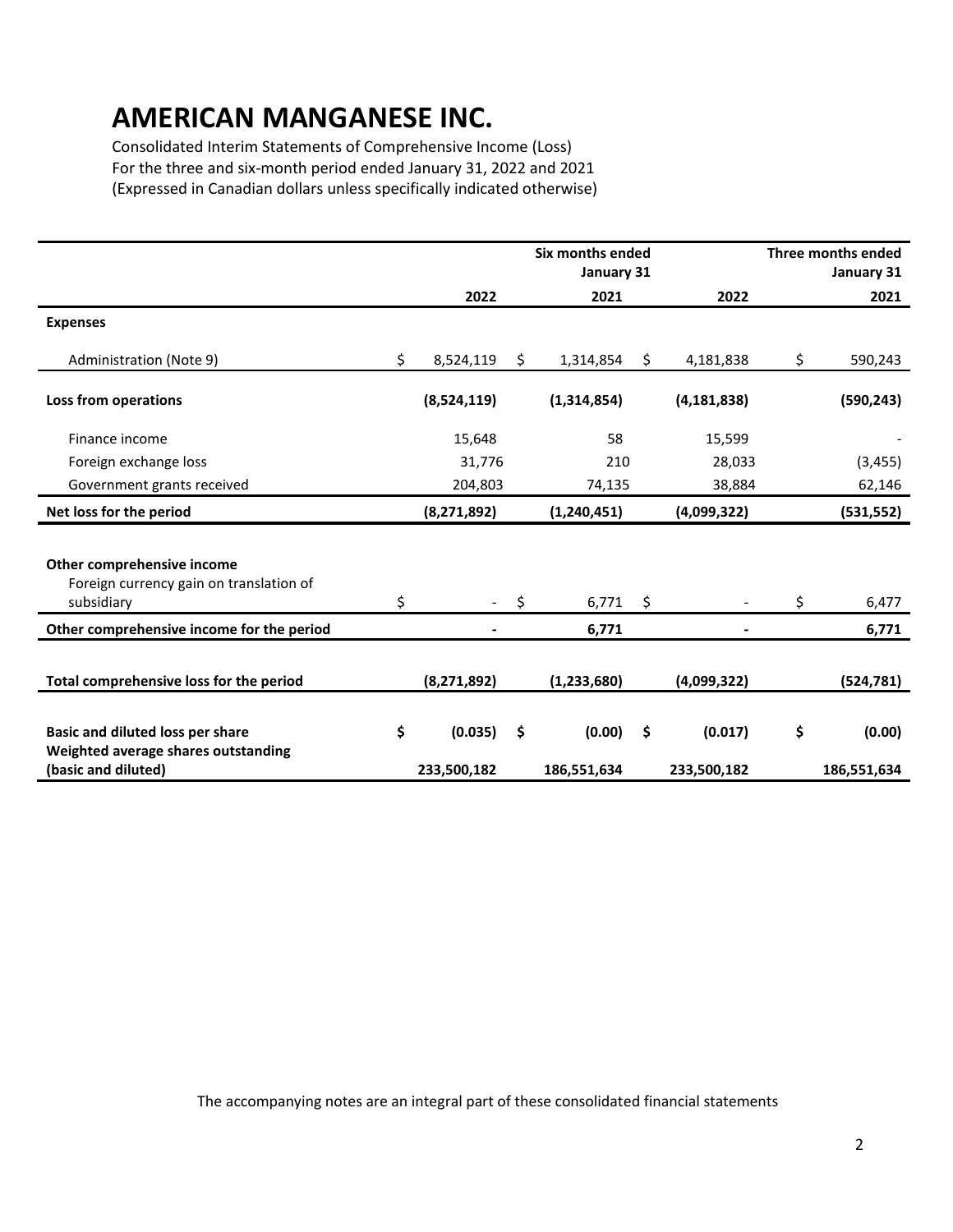# AMERICAN MANGANESE INC.

Consolidated Interim Statements of Comprehensive Income (Loss)
For the three and six-month period ended January 31, 2022 and 2021
(Expressed in Canadian dollars unless specifically indicated otherwise)

| | Six months ended January 31 | | Three months ended January 31 | |
|---|---|---|---|---|
| | 2022 | 2021 | 2022 | 2021 |
| **Expenses** | | | | |
| Administration (Note 9) | $ 8,524,119 | $ 1,314,854 | $ 4,181,838 | $ 590,243 |
| **Loss from operations** | **(8,524,119)** | **(1,314,854)** | **(4,181,838)** | **(590,243)** |
| Finance income | 15,648 | 58 | 15,599 | - |
| Foreign exchange loss | 31,776 | 210 | 28,033 | (3,455) |
| Government grants received | 204,803 | 74,135 | 38,884 | 62,146 |
| **Net loss for the period** | **(8,271,892)** | **(1,240,451)** | **(4,099,322)** | **(531,552)** |
| **Other comprehensive income** | | | | |
| Foreign currency gain on translation of subsidiary | $ - | $ 6,771 | $ - | $ 6,477 |
| **Other comprehensive income for the period** | **-** | **6,771** | **-** | **6,771** |
| **Total comprehensive loss for the period** | **(8,271,892)** | **(1,233,680)** | **(4,099,322)** | **(524,781)** |
| **Basic and diluted loss per share** | **$ (0.035)** | **$ (0.00)** | **$ (0.017)** | **$ (0.00)** |
| **Weighted average shares outstanding (basic and diluted)** | **233,500,182** | **186,551,634** | **233,500,182** | **186,551,634** |

The accompanying notes are an integral part of these consolidated financial statements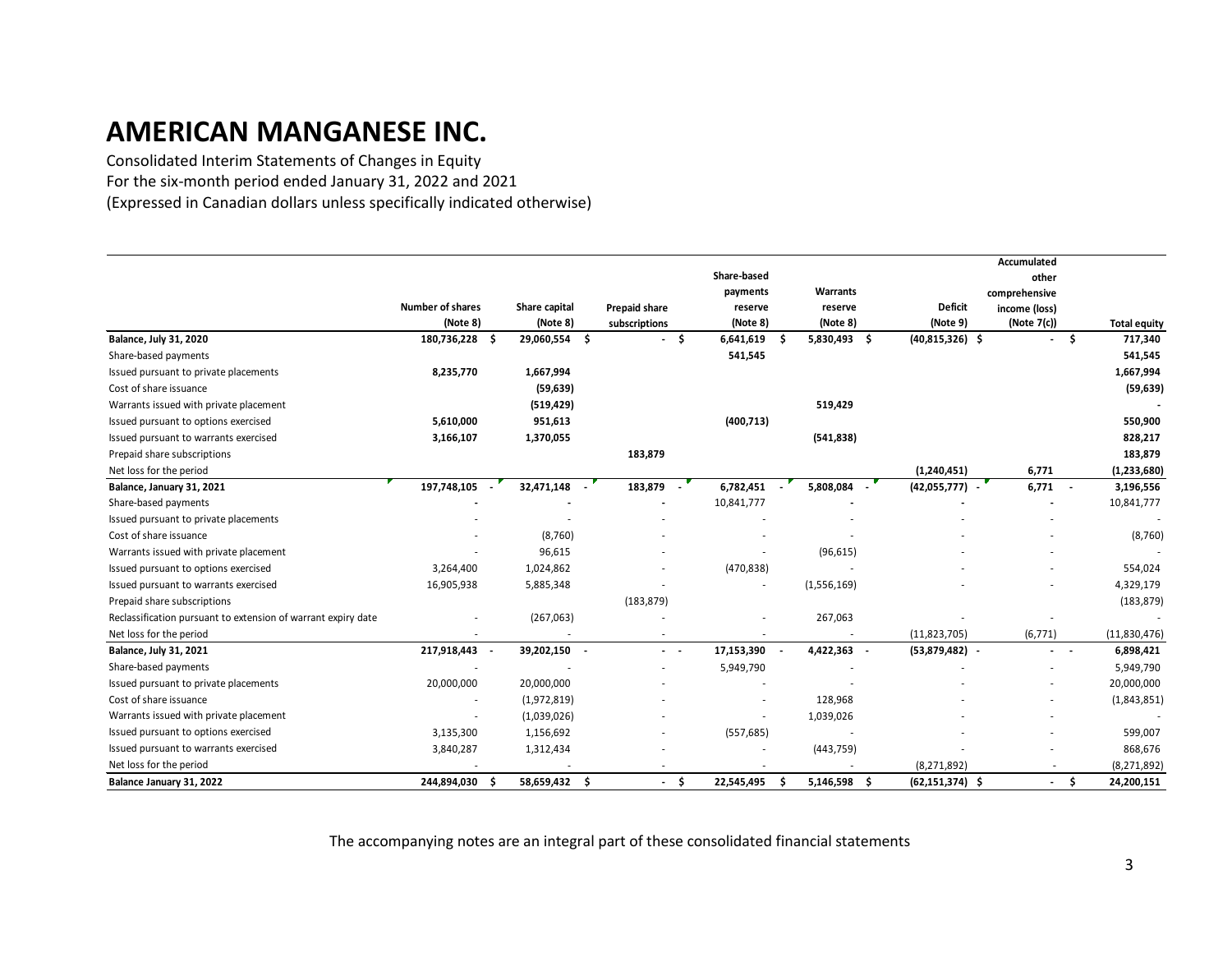# AMERICAN MANGANESE INC.

Consolidated Interim Statements of Changes in Equity
For the six-month period ended January 31, 2022 and 2021
(Expressed in Canadian dollars unless specifically indicated otherwise)

| | Number of shares (Note 8) | Share capital (Note 8) | Prepaid share subscriptions | Share-based payments reserve (Note 8) | Warrants reserve (Note 8) | Deficit (Note 9) | Accumulated other comprehensive income (loss) (Note 7(c)) | Total equity |
|---|---|---|---|---|---|---|---|---|
| **Balance, July 31, 2020** | **180,736,228** | **$ 29,060,554** | **$ -** | **$ 6,641,619** | **$ 5,830,493** | **$ (40,815,326)** | **$ -** | **$ 717,340** |
| Share-based payments | | | | **541,545** | | | | **541,545** |
| Issued pursuant to private placements | **8,235,770** | **1,667,994** | | | | | | **1,667,994** |
| Cost of share issuance | | **(59,639)** | | | | | | **(59,639)** |
| Warrants issued with private placement | | **(519,429)** | | | **519,429** | | | **-** |
| Issued pursuant to options exercised | **5,610,000** | **951,613** | | **(400,713)** | | | | **550,900** |
| Issued pursuant to warrants exercised | **3,166,107** | **1,370,055** | | | **(541,838)** | | | **828,217** |
| Prepaid share subscriptions | | | **183,879** | | | | | **183,879** |
| Net loss for the period | | | | | | **(1,240,451)** | **6,771** | **(1,233,680)** |
| **Balance, January 31, 2021** | **197,748,105** | **32,471,148** | **183,879** | **6,782,451** | **5,808,084** | **(42,055,777)** | **6,771** | **3,196,556** |
| Share-based payments | - | - | - | 10,841,777 | - | - | - | 10,841,777 |
| Issued pursuant to private placements | - | - | - | - | - | - | - | - |
| Cost of share issuance | - | (8,760) | - | - | - | - | - | (8,760) |
| Warrants issued with private placement | - | 96,615 | - | - | (96,615) | - | - | - |
| Issued pursuant to options exercised | 3,264,400 | 1,024,862 | - | (470,838) | - | - | - | 554,024 |
| Issued pursuant to warrants exercised | 16,905,938 | 5,885,348 | - | - | (1,556,169) | - | - | 4,329,179 |
| Prepaid share subscriptions | | | (183,879) | | | | | (183,879) |
| Reclassification pursuant to extension of warrant expiry date | - | (267,063) | - | - | 267,063 | - | - | - |
| Net loss for the period | - | - | - | - | - | (11,823,705) | (6,771) | (11,830,476) |
| **Balance, July 31, 2021** | **217,918,443** | **39,202,150** | **-** | **17,153,390** | **4,422,363** | **(53,879,482)** | **-** | **6,898,421** |
| Share-based payments | - | - | - | 5,949,790 | - | - | - | 5,949,790 |
| Issued pursuant to private placements | 20,000,000 | 20,000,000 | - | - | - | - | - | 20,000,000 |
| Cost of share issuance | - | (1,972,819) | - | - | 128,968 | - | - | (1,843,851) |
| Warrants issued with private placement | - | (1,039,026) | - | - | 1,039,026 | - | - | - |
| Issued pursuant to options exercised | 3,135,300 | 1,156,692 | - | (557,685) | - | - | - | 599,007 |
| Issued pursuant to warrants exercised | 3,840,287 | 1,312,434 | - | - | (443,759) | - | - | 868,676 |
| Net loss for the period | - | - | - | - | - | (8,271,892) | - | (8,271,892) |
| **Balance January 31, 2022** | **244,894,030** | **$ 58,659,432** | **$ -** | **$ 22,545,495** | **$ 5,146,598** | **$ (62,151,374)** | **$ -** | **$ 24,200,151** |

The accompanying notes are an integral part of these consolidated financial statements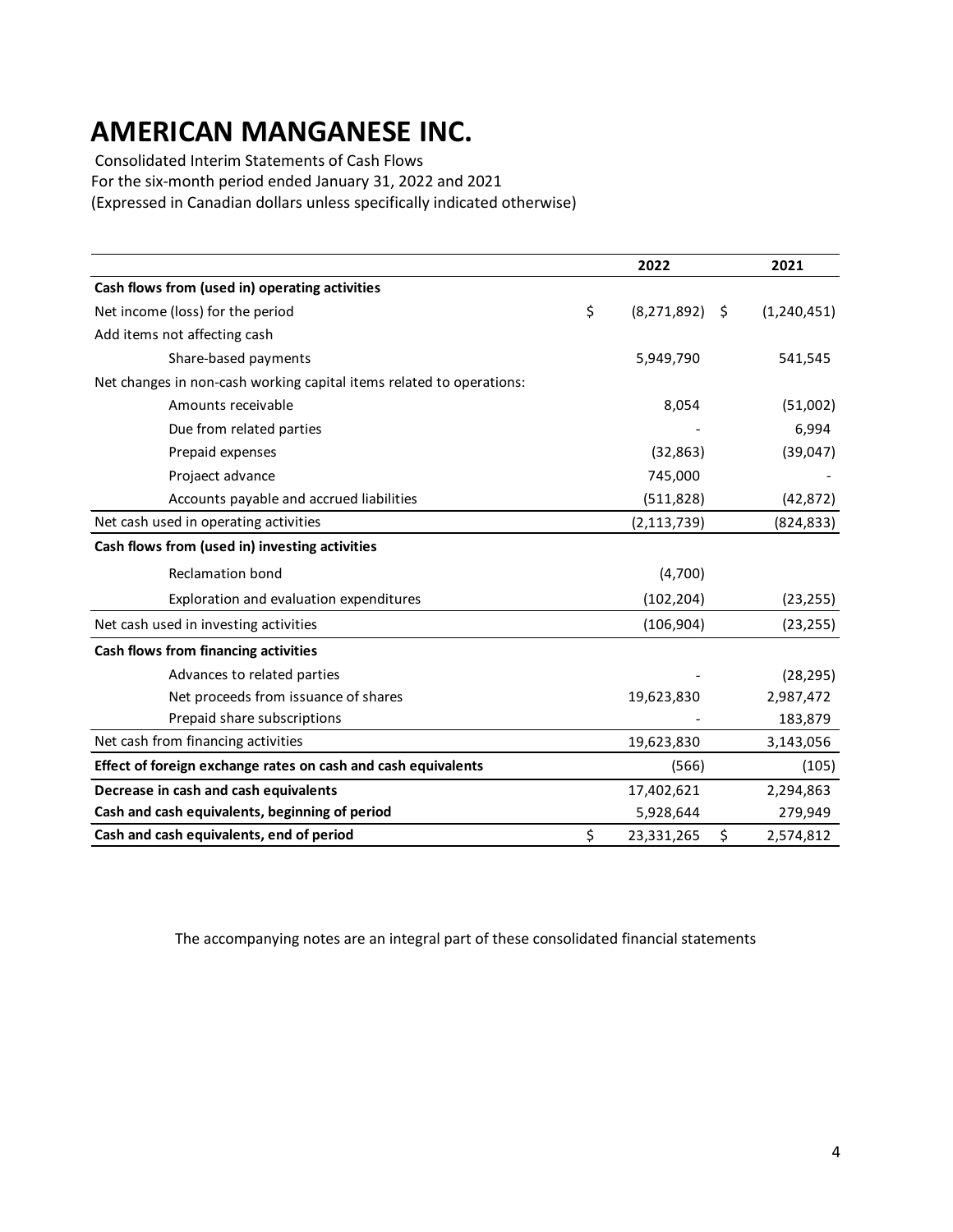# AMERICAN MANGANESE INC.

Consolidated Interim Statements of Cash Flows
For the six-month period ended January 31, 2022 and 2021
(Expressed in Canadian dollars unless specifically indicated otherwise)

| | 2022 | 2021 |
|---|---|---|
| **Cash flows from (used in) operating activities** | | |
| Net income (loss) for the period | $ (8,271,892) | $ (1,240,451) |
| Add items not affecting cash | | |
| Share-based payments | 5,949,790 | 541,545 |
| Net changes in non-cash working capital items related to operations: | | |
| Amounts receivable | 8,054 | (51,002) |
| Due from related parties | - | 6,994 |
| Prepaid expenses | (32,863) | (39,047) |
| Projaect advance | 745,000 | - |
| Accounts payable and accrued liabilities | (511,828) | (42,872) |
| Net cash used in operating activities | (2,113,739) | (824,833) |
| **Cash flows from (used in) investing activities** | | |
| Reclamation bond | (4,700) | |
| Exploration and evaluation expenditures | (102,204) | (23,255) |
| Net cash used in investing activities | (106,904) | (23,255) |
| **Cash flows from financing activities** | | |
| Advances to related parties | - | (28,295) |
| Net proceeds from issuance of shares | 19,623,830 | 2,987,472 |
| Prepaid share subscriptions | - | 183,879 |
| Net cash from financing activities | 19,623,830 | 3,143,056 |
| **Effect of foreign exchange rates on cash and cash equivalents** | (566) | (105) |
| **Decrease in cash and cash equivalents** | 17,402,621 | 2,294,863 |
| **Cash and cash equivalents, beginning of period** | 5,928,644 | 279,949 |
| **Cash and cash equivalents, end of period** | $ 23,331,265 | $ 2,574,812 |

The accompanying notes are an integral part of these consolidated financial statements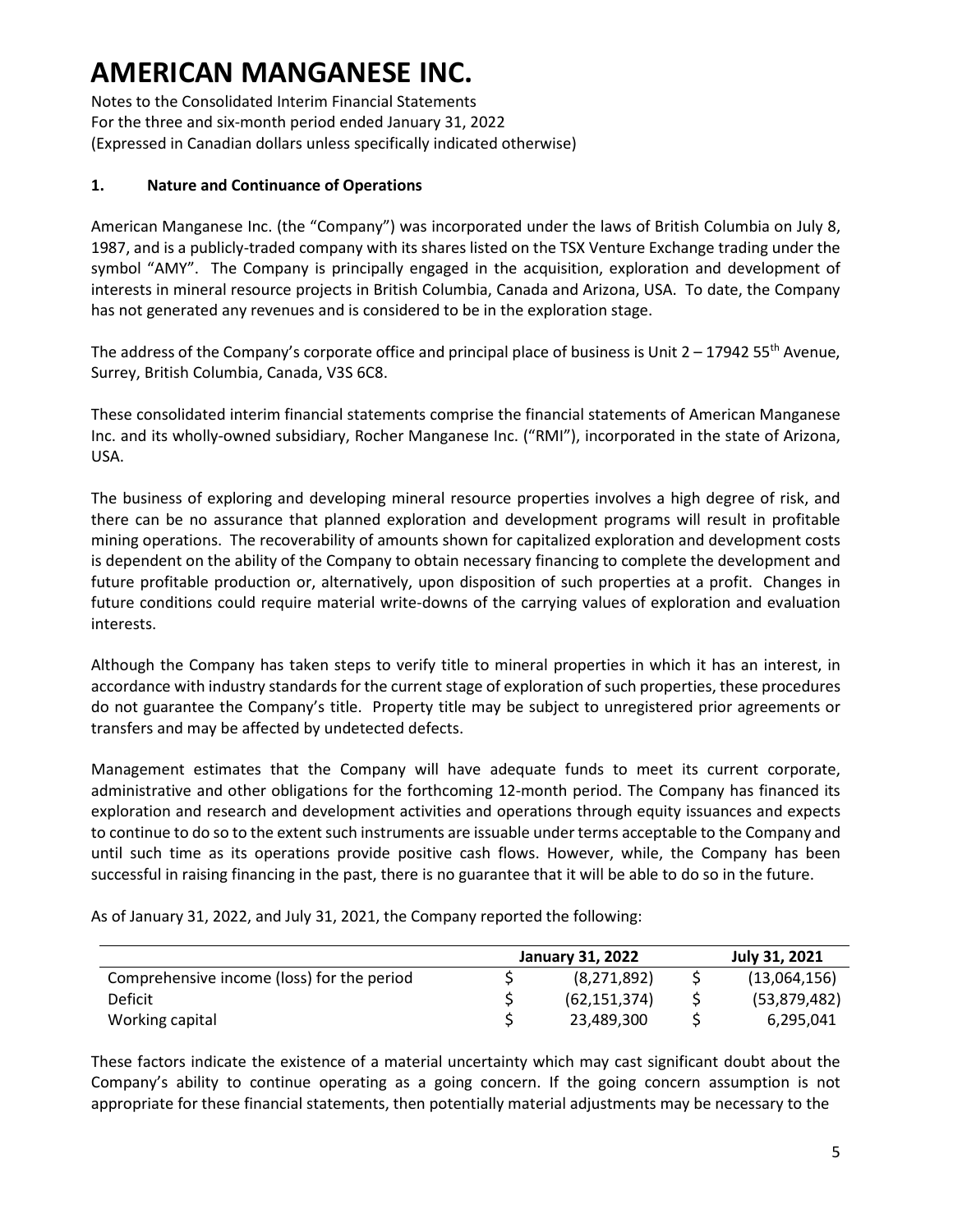# AMERICAN MANGANESE INC.

Notes to the Consolidated Interim Financial Statements
For the three and six-month period ended January 31, 2022
(Expressed in Canadian dollars unless specifically indicated otherwise)

## 1. Nature and Continuance of Operations

American Manganese Inc. (the "Company") was incorporated under the laws of British Columbia on July 8, 1987, and is a publicly-traded company with its shares listed on the TSX Venture Exchange trading under the symbol "AMY". The Company is principally engaged in the acquisition, exploration and development of interests in mineral resource projects in British Columbia, Canada and Arizona, USA. To date, the Company has not generated any revenues and is considered to be in the exploration stage.

The address of the Company's corporate office and principal place of business is Unit 2 – 17942 55th Avenue, Surrey, British Columbia, Canada, V3S 6C8.

These consolidated interim financial statements comprise the financial statements of American Manganese Inc. and its wholly-owned subsidiary, Rocher Manganese Inc. ("RMI"), incorporated in the state of Arizona, USA.

The business of exploring and developing mineral resource properties involves a high degree of risk, and there can be no assurance that planned exploration and development programs will result in profitable mining operations. The recoverability of amounts shown for capitalized exploration and development costs is dependent on the ability of the Company to obtain necessary financing to complete the development and future profitable production or, alternatively, upon disposition of such properties at a profit. Changes in future conditions could require material write-downs of the carrying values of exploration and evaluation interests.

Although the Company has taken steps to verify title to mineral properties in which it has an interest, in accordance with industry standards for the current stage of exploration of such properties, these procedures do not guarantee the Company's title. Property title may be subject to unregistered prior agreements or transfers and may be affected by undetected defects.

Management estimates that the Company will have adequate funds to meet its current corporate, administrative and other obligations for the forthcoming 12-month period. The Company has financed its exploration and research and development activities and operations through equity issuances and expects to continue to do so to the extent such instruments are issuable under terms acceptable to the Company and until such time as its operations provide positive cash flows. However, while, the Company has been successful in raising financing in the past, there is no guarantee that it will be able to do so in the future.

As of January 31, 2022, and July 31, 2021, the Company reported the following:

| | January 31, 2022 | July 31, 2021 |
|---|---|---|
| Comprehensive income (loss) for the period | $ (8,271,892) | $ (13,064,156) |
| Deficit | $ (62,151,374) | $ (53,879,482) |
| Working capital | $ 23,489,300 | $ 6,295,041 |

These factors indicate the existence of a material uncertainty which may cast significant doubt about the Company's ability to continue operating as a going concern. If the going concern assumption is not appropriate for these financial statements, then potentially material adjustments may be necessary to the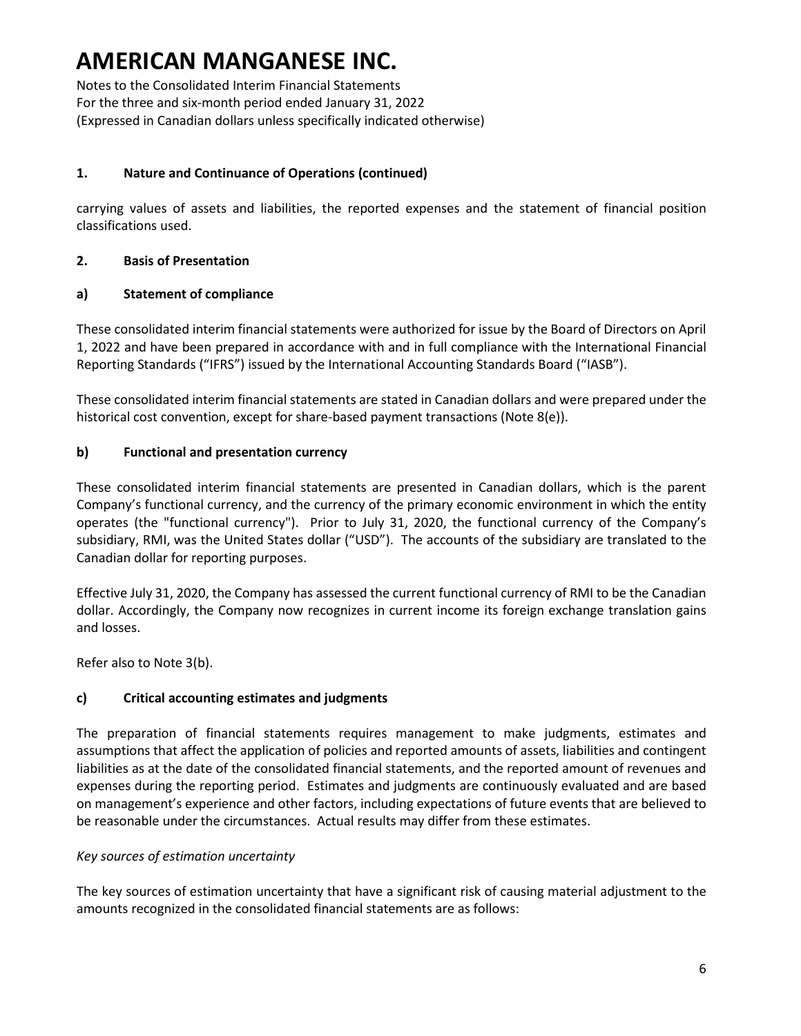## 1. Nature and Continuance of Operations (continued)

carrying values of assets and liabilities, the reported expenses and the statement of financial position classifications used.

## 2. Basis of Presentation

### a) Statement of compliance

These consolidated interim financial statements were authorized for issue by the Board of Directors on April 1, 2022 and have been prepared in accordance with and in full compliance with the International Financial Reporting Standards ("IFRS") issued by the International Accounting Standards Board ("IASB").

These consolidated interim financial statements are stated in Canadian dollars and were prepared under the historical cost convention, except for share-based payment transactions (Note 8(e)).

### b) Functional and presentation currency

These consolidated interim financial statements are presented in Canadian dollars, which is the parent Company's functional currency, and the currency of the primary economic environment in which the entity operates (the "functional currency"). Prior to July 31, 2020, the functional currency of the Company's subsidiary, RMI, was the United States dollar ("USD"). The accounts of the subsidiary are translated to the Canadian dollar for reporting purposes.

Effective July 31, 2020, the Company has assessed the current functional currency of RMI to be the Canadian dollar. Accordingly, the Company now recognizes in current income its foreign exchange translation gains and losses.

Refer also to Note 3(b).

### c) Critical accounting estimates and judgments

The preparation of financial statements requires management to make judgments, estimates and assumptions that affect the application of policies and reported amounts of assets, liabilities and contingent liabilities as at the date of the consolidated financial statements, and the reported amount of revenues and expenses during the reporting period. Estimates and judgments are continuously evaluated and are based on management's experience and other factors, including expectations of future events that are believed to be reasonable under the circumstances. Actual results may differ from these estimates.

*Key sources of estimation uncertainty*

The key sources of estimation uncertainty that have a significant risk of causing material adjustment to the amounts recognized in the consolidated financial statements are as follows: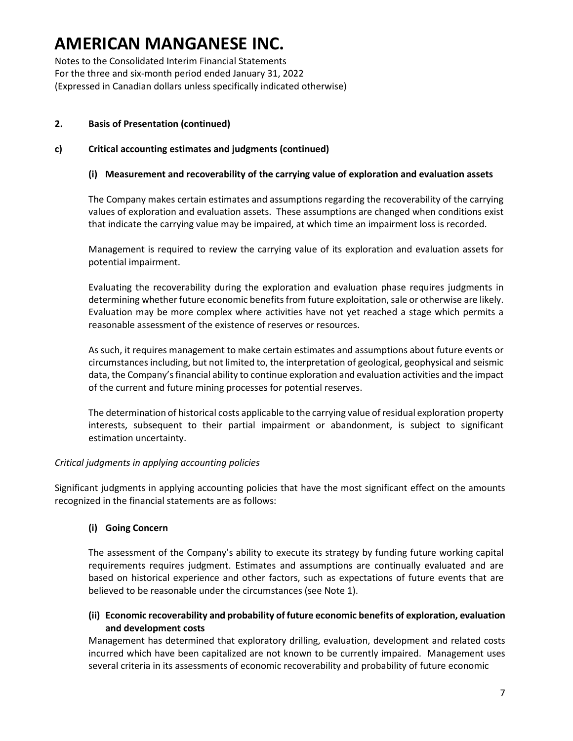## 2. Basis of Presentation (continued)

### c) Critical accounting estimates and judgments (continued)

#### (i) Measurement and recoverability of the carrying value of exploration and evaluation assets

The Company makes certain estimates and assumptions regarding the recoverability of the carrying values of exploration and evaluation assets. These assumptions are changed when conditions exist that indicate the carrying value may be impaired, at which time an impairment loss is recorded.

Management is required to review the carrying value of its exploration and evaluation assets for potential impairment.

Evaluating the recoverability during the exploration and evaluation phase requires judgments in determining whether future economic benefits from future exploitation, sale or otherwise are likely. Evaluation may be more complex where activities have not yet reached a stage which permits a reasonable assessment of the existence of reserves or resources.

As such, it requires management to make certain estimates and assumptions about future events or circumstances including, but not limited to, the interpretation of geological, geophysical and seismic data, the Company's financial ability to continue exploration and evaluation activities and the impact of the current and future mining processes for potential reserves.

The determination of historical costs applicable to the carrying value of residual exploration property interests, subsequent to their partial impairment or abandonment, is subject to significant estimation uncertainty.

*Critical judgments in applying accounting policies*

Significant judgments in applying accounting policies that have the most significant effect on the amounts recognized in the financial statements are as follows:

#### (i) Going Concern

The assessment of the Company's ability to execute its strategy by funding future working capital requirements requires judgment. Estimates and assumptions are continually evaluated and are based on historical experience and other factors, such as expectations of future events that are believed to be reasonable under the circumstances (see Note 1).

#### (ii) Economic recoverability and probability of future economic benefits of exploration, evaluation and development costs

Management has determined that exploratory drilling, evaluation, development and related costs incurred which have been capitalized are not known to be currently impaired. Management uses several criteria in its assessments of economic recoverability and probability of future economic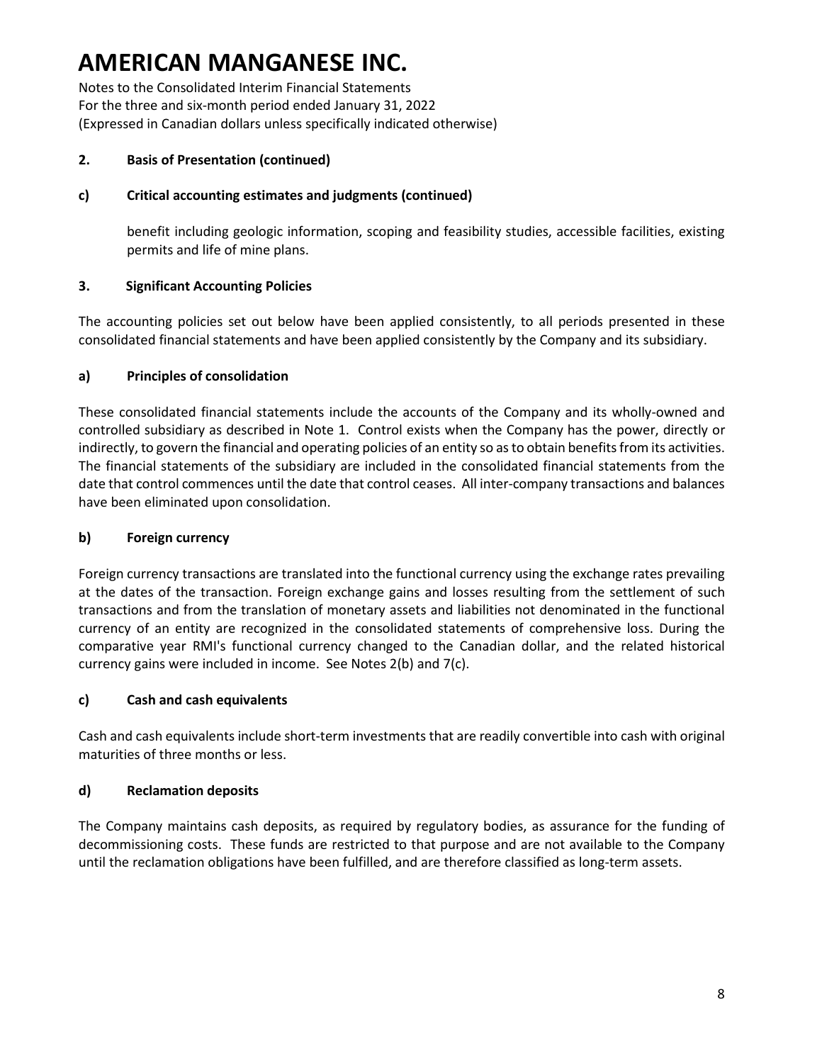## 2. Basis of Presentation (continued)

### c) Critical accounting estimates and judgments (continued)

benefit including geologic information, scoping and feasibility studies, accessible facilities, existing permits and life of mine plans.

## 3. Significant Accounting Policies

The accounting policies set out below have been applied consistently, to all periods presented in these consolidated financial statements and have been applied consistently by the Company and its subsidiary.

### a) Principles of consolidation

These consolidated financial statements include the accounts of the Company and its wholly-owned and controlled subsidiary as described in Note 1. Control exists when the Company has the power, directly or indirectly, to govern the financial and operating policies of an entity so as to obtain benefits from its activities. The financial statements of the subsidiary are included in the consolidated financial statements from the date that control commences until the date that control ceases. All inter-company transactions and balances have been eliminated upon consolidation.

### b) Foreign currency

Foreign currency transactions are translated into the functional currency using the exchange rates prevailing at the dates of the transaction. Foreign exchange gains and losses resulting from the settlement of such transactions and from the translation of monetary assets and liabilities not denominated in the functional currency of an entity are recognized in the consolidated statements of comprehensive loss. During the comparative year RMI's functional currency changed to the Canadian dollar, and the related historical currency gains were included in income. See Notes 2(b) and 7(c).

### c) Cash and cash equivalents

Cash and cash equivalents include short-term investments that are readily convertible into cash with original maturities of three months or less.

### d) Reclamation deposits

The Company maintains cash deposits, as required by regulatory bodies, as assurance for the funding of decommissioning costs. These funds are restricted to that purpose and are not available to the Company until the reclamation obligations have been fulfilled, and are therefore classified as long-term assets.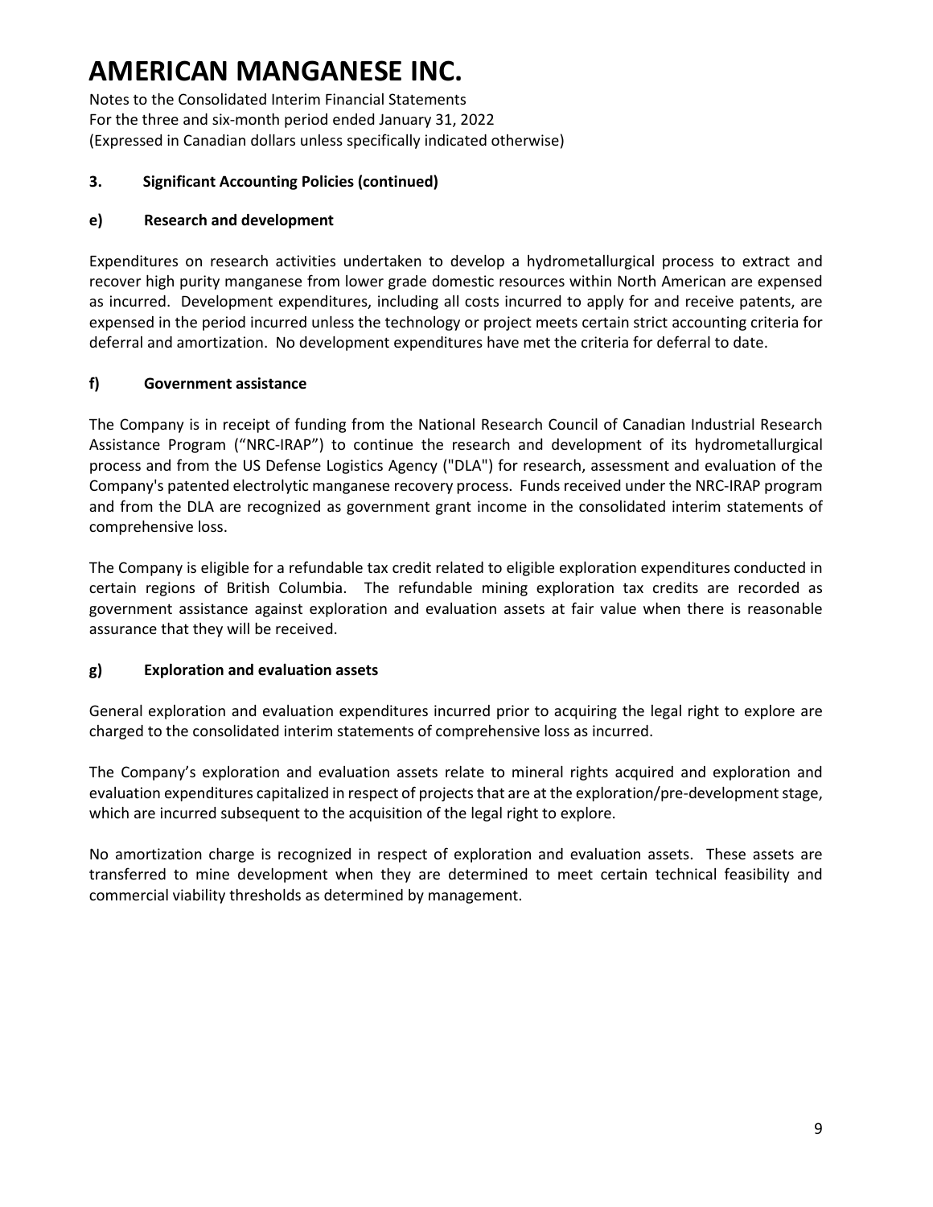# AMERICAN MANGANESE INC.

Notes to the Consolidated Interim Financial Statements
For the three and six-month period ended January 31, 2022
(Expressed in Canadian dollars unless specifically indicated otherwise)

## 3. Significant Accounting Policies (continued)

### e) Research and development

Expenditures on research activities undertaken to develop a hydrometallurgical process to extract and recover high purity manganese from lower grade domestic resources within North American are expensed as incurred. Development expenditures, including all costs incurred to apply for and receive patents, are expensed in the period incurred unless the technology or project meets certain strict accounting criteria for deferral and amortization. No development expenditures have met the criteria for deferral to date.

### f) Government assistance

The Company is in receipt of funding from the National Research Council of Canadian Industrial Research Assistance Program ("NRC-IRAP") to continue the research and development of its hydrometallurgical process and from the US Defense Logistics Agency ("DLA") for research, assessment and evaluation of the Company's patented electrolytic manganese recovery process. Funds received under the NRC-IRAP program and from the DLA are recognized as government grant income in the consolidated interim statements of comprehensive loss.

The Company is eligible for a refundable tax credit related to eligible exploration expenditures conducted in certain regions of British Columbia. The refundable mining exploration tax credits are recorded as government assistance against exploration and evaluation assets at fair value when there is reasonable assurance that they will be received.

### g) Exploration and evaluation assets

General exploration and evaluation expenditures incurred prior to acquiring the legal right to explore are charged to the consolidated interim statements of comprehensive loss as incurred.

The Company's exploration and evaluation assets relate to mineral rights acquired and exploration and evaluation expenditures capitalized in respect of projects that are at the exploration/pre-development stage, which are incurred subsequent to the acquisition of the legal right to explore.

No amortization charge is recognized in respect of exploration and evaluation assets. These assets are transferred to mine development when they are determined to meet certain technical feasibility and commercial viability thresholds as determined by management.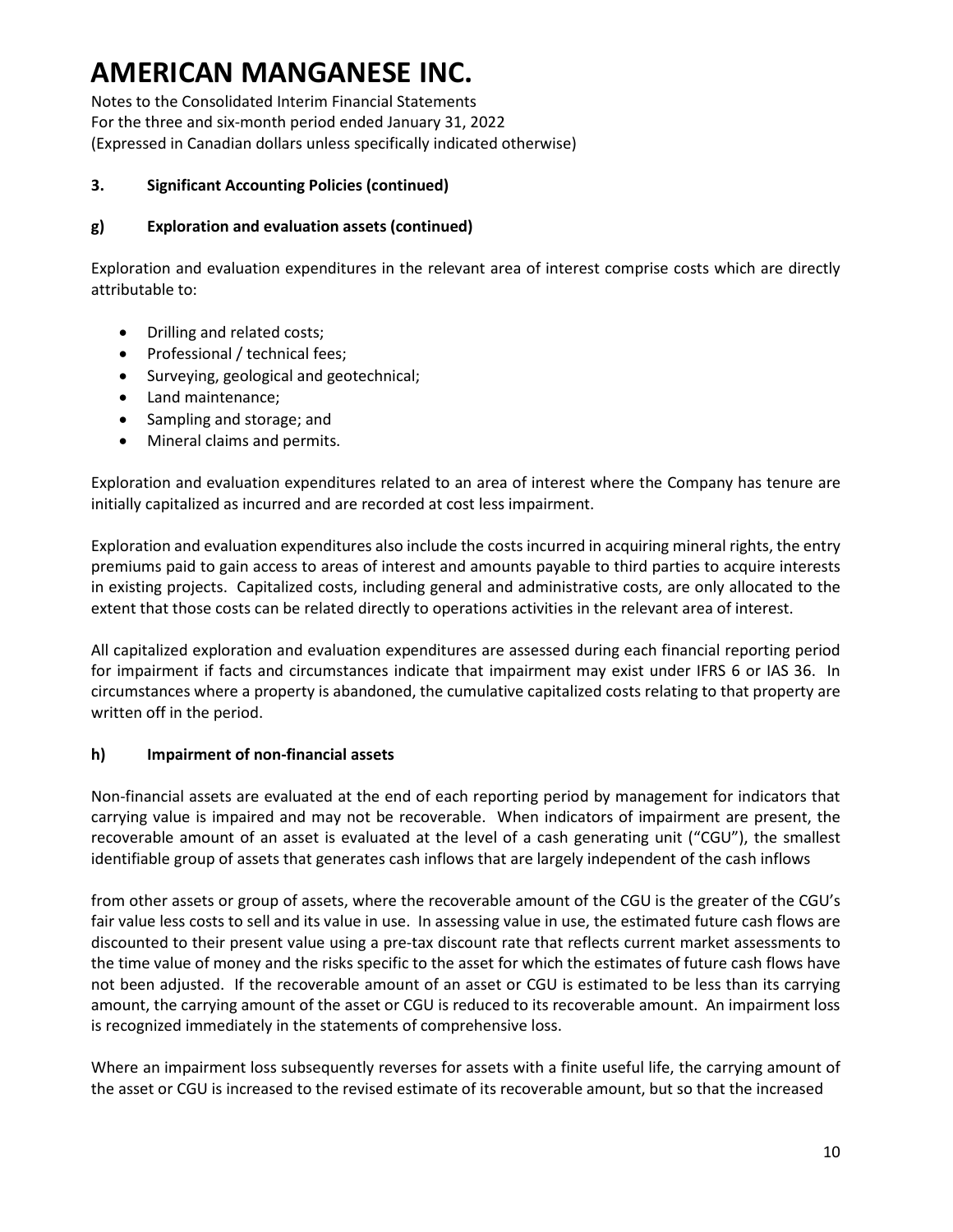### 3. Significant Accounting Policies (continued)

### g) Exploration and evaluation assets (continued)

Exploration and evaluation expenditures in the relevant area of interest comprise costs which are directly attributable to:

- Drilling and related costs;
- Professional / technical fees;
- Surveying, geological and geotechnical;
- Land maintenance;
- Sampling and storage; and
- Mineral claims and permits.

Exploration and evaluation expenditures related to an area of interest where the Company has tenure are initially capitalized as incurred and are recorded at cost less impairment.

Exploration and evaluation expenditures also include the costs incurred in acquiring mineral rights, the entry premiums paid to gain access to areas of interest and amounts payable to third parties to acquire interests in existing projects. Capitalized costs, including general and administrative costs, are only allocated to the extent that those costs can be related directly to operations activities in the relevant area of interest.

All capitalized exploration and evaluation expenditures are assessed during each financial reporting period for impairment if facts and circumstances indicate that impairment may exist under IFRS 6 or IAS 36. In circumstances where a property is abandoned, the cumulative capitalized costs relating to that property are written off in the period.

### h) Impairment of non-financial assets

Non-financial assets are evaluated at the end of each reporting period by management for indicators that carrying value is impaired and may not be recoverable. When indicators of impairment are present, the recoverable amount of an asset is evaluated at the level of a cash generating unit ("CGU"), the smallest identifiable group of assets that generates cash inflows that are largely independent of the cash inflows from other assets or group of assets, where the recoverable amount of the CGU is the greater of the CGU's fair value less costs to sell and its value in use. In assessing value in use, the estimated future cash flows are discounted to their present value using a pre-tax discount rate that reflects current market assessments to the time value of money and the risks specific to the asset for which the estimates of future cash flows have not been adjusted. If the recoverable amount of an asset or CGU is estimated to be less than its carrying amount, the carrying amount of the asset or CGU is reduced to its recoverable amount. An impairment loss is recognized immediately in the statements of comprehensive loss.

Where an impairment loss subsequently reverses for assets with a finite useful life, the carrying amount of the asset or CGU is increased to the revised estimate of its recoverable amount, but so that the increased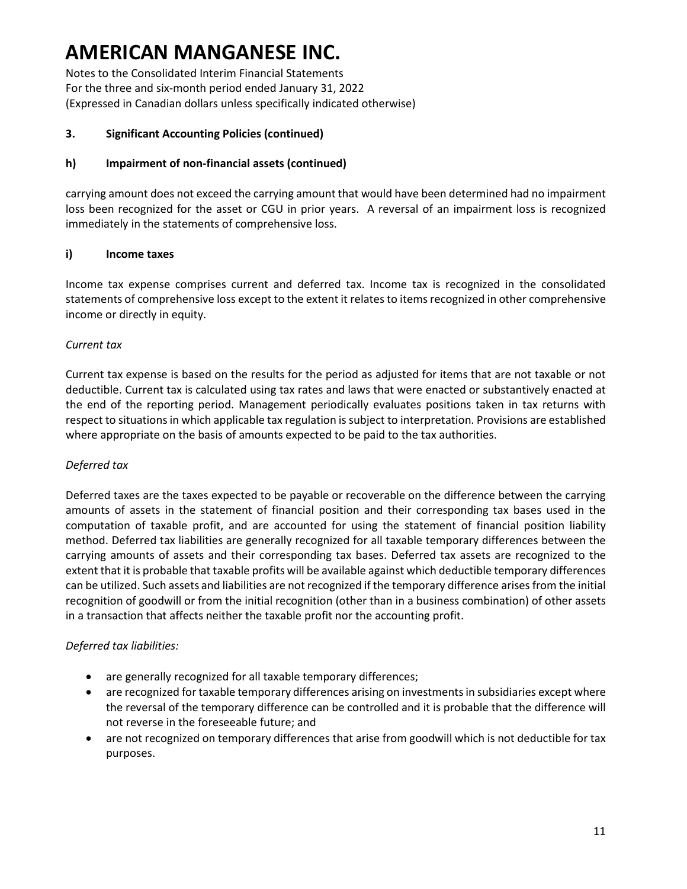# AMERICAN MANGANESE INC.

Notes to the Consolidated Interim Financial Statements
For the three and six-month period ended January 31, 2022
(Expressed in Canadian dollars unless specifically indicated otherwise)

**3. Significant Accounting Policies (continued)**

**h) Impairment of non-financial assets (continued)**

carrying amount does not exceed the carrying amount that would have been determined had no impairment loss been recognized for the asset or CGU in prior years. A reversal of an impairment loss is recognized immediately in the statements of comprehensive loss.

**i) Income taxes**

Income tax expense comprises current and deferred tax. Income tax is recognized in the consolidated statements of comprehensive loss except to the extent it relates to items recognized in other comprehensive income or directly in equity.

*Current tax*

Current tax expense is based on the results for the period as adjusted for items that are not taxable or not deductible. Current tax is calculated using tax rates and laws that were enacted or substantively enacted at the end of the reporting period. Management periodically evaluates positions taken in tax returns with respect to situations in which applicable tax regulation is subject to interpretation. Provisions are established where appropriate on the basis of amounts expected to be paid to the tax authorities.

*Deferred tax*

Deferred taxes are the taxes expected to be payable or recoverable on the difference between the carrying amounts of assets in the statement of financial position and their corresponding tax bases used in the computation of taxable profit, and are accounted for using the statement of financial position liability method. Deferred tax liabilities are generally recognized for all taxable temporary differences between the carrying amounts of assets and their corresponding tax bases. Deferred tax assets are recognized to the extent that it is probable that taxable profits will be available against which deductible temporary differences can be utilized. Such assets and liabilities are not recognized if the temporary difference arises from the initial recognition of goodwill or from the initial recognition (other than in a business combination) of other assets in a transaction that affects neither the taxable profit nor the accounting profit.

*Deferred tax liabilities:*

- are generally recognized for all taxable temporary differences;
- are recognized for taxable temporary differences arising on investments in subsidiaries except where the reversal of the temporary difference can be controlled and it is probable that the difference will not reverse in the foreseeable future; and
- are not recognized on temporary differences that arise from goodwill which is not deductible for tax purposes.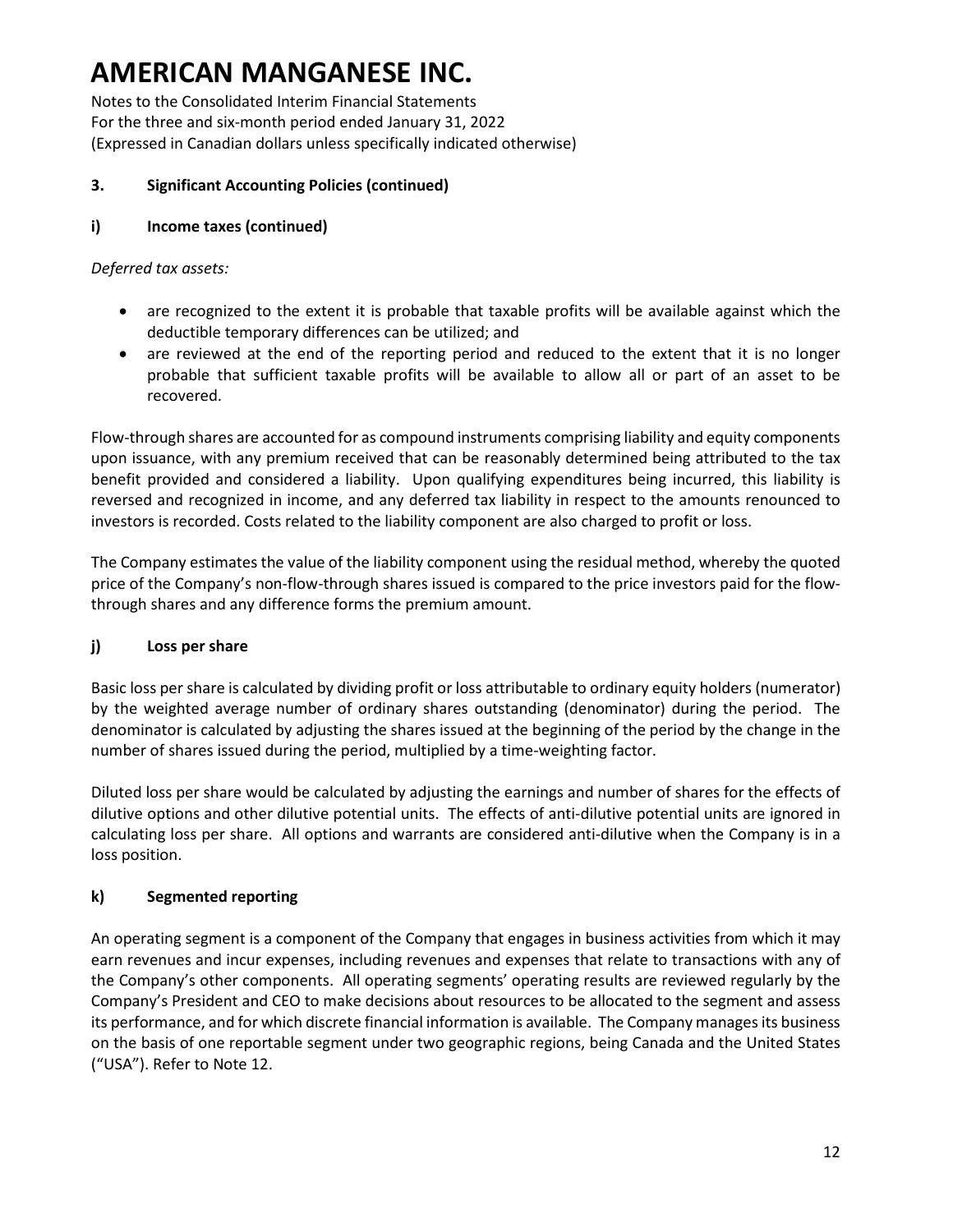### 3. Significant Accounting Policies (continued)

### i) Income taxes (continued)

*Deferred tax assets:*

- are recognized to the extent it is probable that taxable profits will be available against which the deductible temporary differences can be utilized; and
- are reviewed at the end of the reporting period and reduced to the extent that it is no longer probable that sufficient taxable profits will be available to allow all or part of an asset to be recovered.

Flow-through shares are accounted for as compound instruments comprising liability and equity components upon issuance, with any premium received that can be reasonably determined being attributed to the tax benefit provided and considered a liability. Upon qualifying expenditures being incurred, this liability is reversed and recognized in income, and any deferred tax liability in respect to the amounts renounced to investors is recorded. Costs related to the liability component are also charged to profit or loss.

The Company estimates the value of the liability component using the residual method, whereby the quoted price of the Company's non-flow-through shares issued is compared to the price investors paid for the flow-through shares and any difference forms the premium amount.

### j) Loss per share

Basic loss per share is calculated by dividing profit or loss attributable to ordinary equity holders (numerator) by the weighted average number of ordinary shares outstanding (denominator) during the period. The denominator is calculated by adjusting the shares issued at the beginning of the period by the change in the number of shares issued during the period, multiplied by a time-weighting factor.

Diluted loss per share would be calculated by adjusting the earnings and number of shares for the effects of dilutive options and other dilutive potential units. The effects of anti-dilutive potential units are ignored in calculating loss per share. All options and warrants are considered anti-dilutive when the Company is in a loss position.

### k) Segmented reporting

An operating segment is a component of the Company that engages in business activities from which it may earn revenues and incur expenses, including revenues and expenses that relate to transactions with any of the Company's other components. All operating segments' operating results are reviewed regularly by the Company's President and CEO to make decisions about resources to be allocated to the segment and assess its performance, and for which discrete financial information is available. The Company manages its business on the basis of one reportable segment under two geographic regions, being Canada and the United States ("USA"). Refer to Note 12.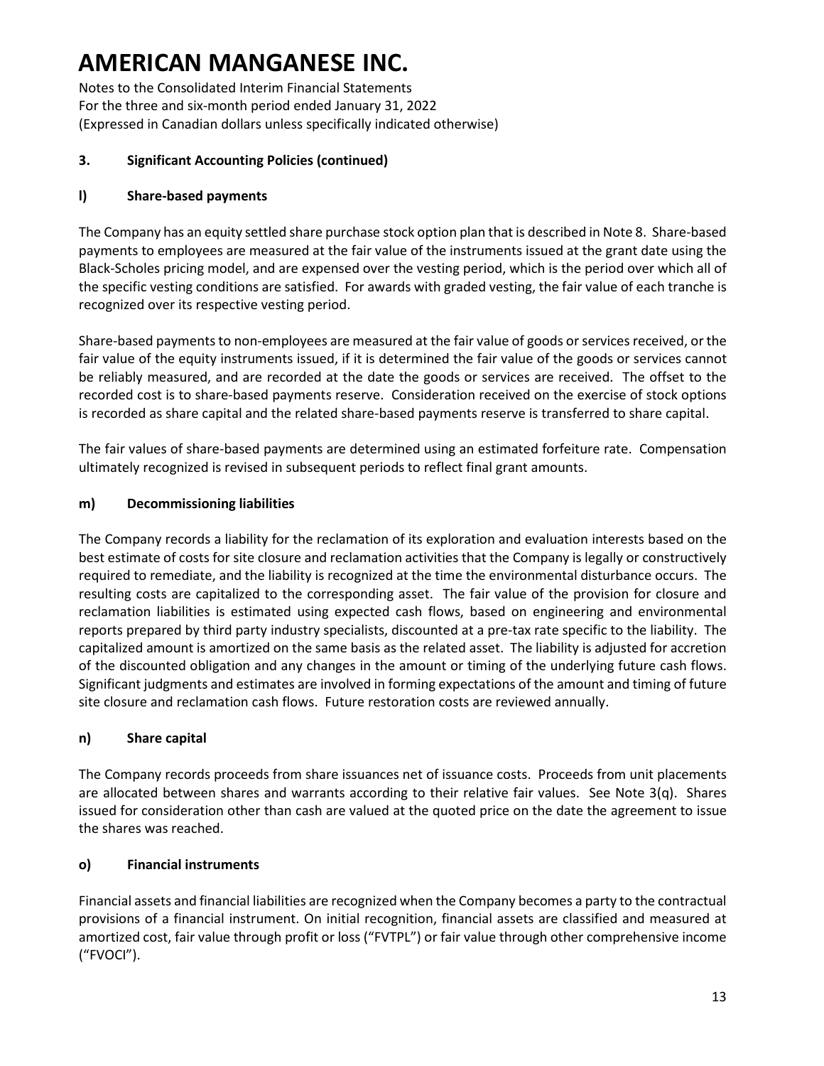### 3. Significant Accounting Policies (continued)

#### l) Share-based payments

The Company has an equity settled share purchase stock option plan that is described in Note 8. Share-based payments to employees are measured at the fair value of the instruments issued at the grant date using the Black-Scholes pricing model, and are expensed over the vesting period, which is the period over which all of the specific vesting conditions are satisfied. For awards with graded vesting, the fair value of each tranche is recognized over its respective vesting period.

Share-based payments to non-employees are measured at the fair value of goods or services received, or the fair value of the equity instruments issued, if it is determined the fair value of the goods or services cannot be reliably measured, and are recorded at the date the goods or services are received. The offset to the recorded cost is to share-based payments reserve. Consideration received on the exercise of stock options is recorded as share capital and the related share-based payments reserve is transferred to share capital.

The fair values of share-based payments are determined using an estimated forfeiture rate. Compensation ultimately recognized is revised in subsequent periods to reflect final grant amounts.

#### m) Decommissioning liabilities

The Company records a liability for the reclamation of its exploration and evaluation interests based on the best estimate of costs for site closure and reclamation activities that the Company is legally or constructively required to remediate, and the liability is recognized at the time the environmental disturbance occurs. The resulting costs are capitalized to the corresponding asset. The fair value of the provision for closure and reclamation liabilities is estimated using expected cash flows, based on engineering and environmental reports prepared by third party industry specialists, discounted at a pre-tax rate specific to the liability. The capitalized amount is amortized on the same basis as the related asset. The liability is adjusted for accretion of the discounted obligation and any changes in the amount or timing of the underlying future cash flows. Significant judgments and estimates are involved in forming expectations of the amount and timing of future site closure and reclamation cash flows. Future restoration costs are reviewed annually.

#### n) Share capital

The Company records proceeds from share issuances net of issuance costs. Proceeds from unit placements are allocated between shares and warrants according to their relative fair values. See Note 3(q). Shares issued for consideration other than cash are valued at the quoted price on the date the agreement to issue the shares was reached.

#### o) Financial instruments

Financial assets and financial liabilities are recognized when the Company becomes a party to the contractual provisions of a financial instrument. On initial recognition, financial assets are classified and measured at amortized cost, fair value through profit or loss ("FVTPL") or fair value through other comprehensive income ("FVOCI").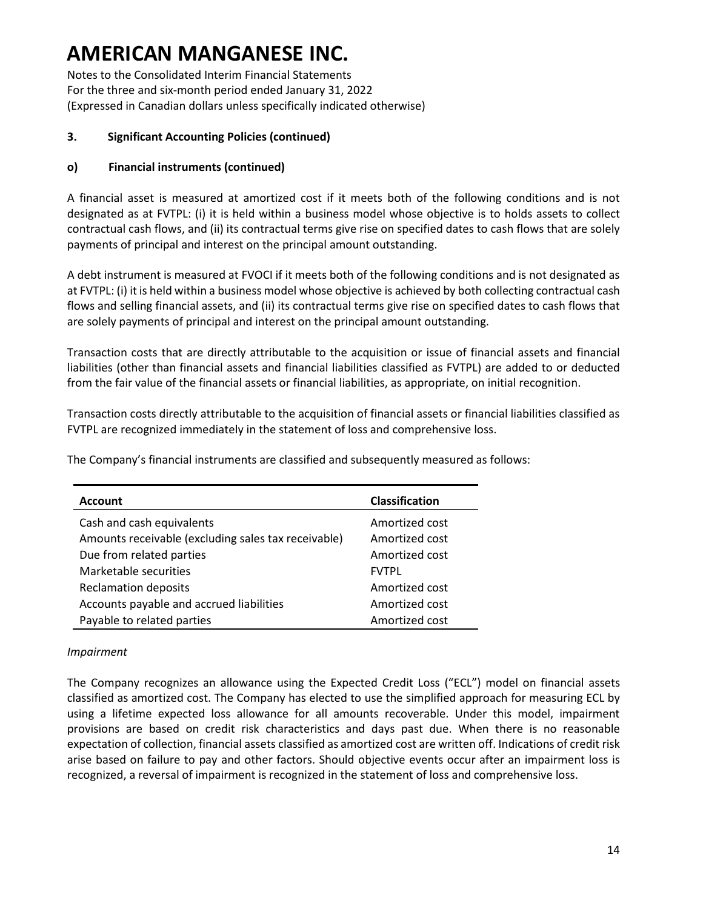# AMERICAN MANGANESE INC.

Notes to the Consolidated Interim Financial Statements
For the three and six-month period ended January 31, 2022
(Expressed in Canadian dollars unless specifically indicated otherwise)

**3. Significant Accounting Policies (continued)**

**o) Financial instruments (continued)**

A financial asset is measured at amortized cost if it meets both of the following conditions and is not designated as at FVTPL: (i) it is held within a business model whose objective is to holds assets to collect contractual cash flows, and (ii) its contractual terms give rise on specified dates to cash flows that are solely payments of principal and interest on the principal amount outstanding.

A debt instrument is measured at FVOCI if it meets both of the following conditions and is not designated as at FVTPL: (i) it is held within a business model whose objective is achieved by both collecting contractual cash flows and selling financial assets, and (ii) its contractual terms give rise on specified dates to cash flows that are solely payments of principal and interest on the principal amount outstanding.

Transaction costs that are directly attributable to the acquisition or issue of financial assets and financial liabilities (other than financial assets and financial liabilities classified as FVTPL) are added to or deducted from the fair value of the financial assets or financial liabilities, as appropriate, on initial recognition.

Transaction costs directly attributable to the acquisition of financial assets or financial liabilities classified as FVTPL are recognized immediately in the statement of loss and comprehensive loss.

The Company's financial instruments are classified and subsequently measured as follows:

| Account | Classification |
|---|---|
| Cash and cash equivalents | Amortized cost |
| Amounts receivable (excluding sales tax receivable) | Amortized cost |
| Due from related parties | Amortized cost |
| Marketable securities | FVTPL |
| Reclamation deposits | Amortized cost |
| Accounts payable and accrued liabilities | Amortized cost |
| Payable to related parties | Amortized cost |

*Impairment*

The Company recognizes an allowance using the Expected Credit Loss ("ECL") model on financial assets classified as amortized cost. The Company has elected to use the simplified approach for measuring ECL by using a lifetime expected loss allowance for all amounts recoverable. Under this model, impairment provisions are based on credit risk characteristics and days past due. When there is no reasonable expectation of collection, financial assets classified as amortized cost are written off. Indications of credit risk arise based on failure to pay and other factors. Should objective events occur after an impairment loss is recognized, a reversal of impairment is recognized in the statement of loss and comprehensive loss.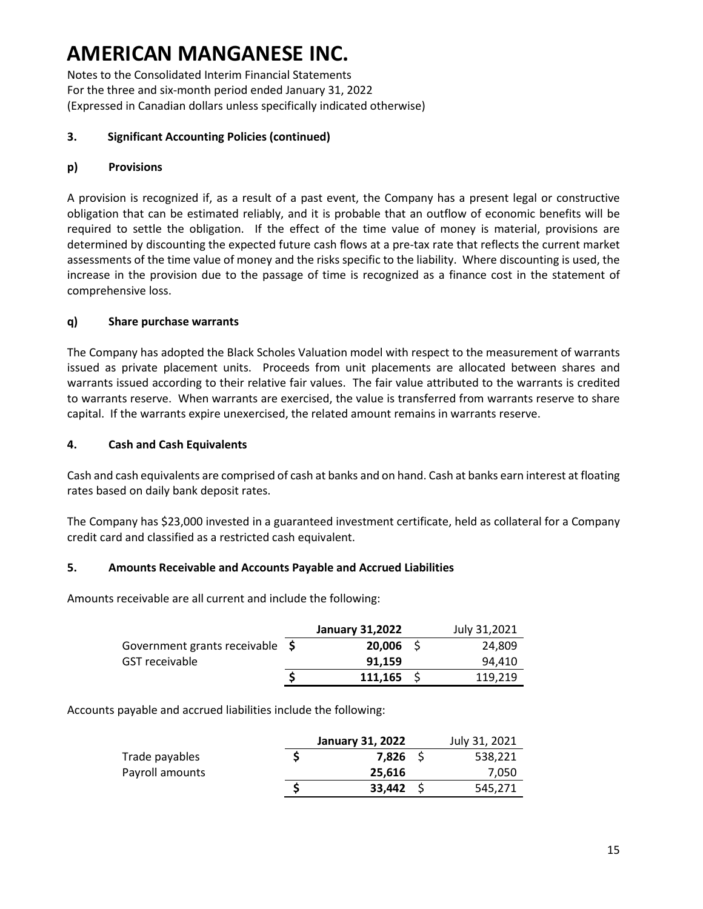# AMERICAN MANGANESE INC.

Notes to the Consolidated Interim Financial Statements
For the three and six-month period ended January 31, 2022
(Expressed in Canadian dollars unless specifically indicated otherwise)

## 3. Significant Accounting Policies (continued)

### p) Provisions

A provision is recognized if, as a result of a past event, the Company has a present legal or constructive obligation that can be estimated reliably, and it is probable that an outflow of economic benefits will be required to settle the obligation. If the effect of the time value of money is material, provisions are determined by discounting the expected future cash flows at a pre-tax rate that reflects the current market assessments of the time value of money and the risks specific to the liability. Where discounting is used, the increase in the provision due to the passage of time is recognized as a finance cost in the statement of comprehensive loss.

### q) Share purchase warrants

The Company has adopted the Black Scholes Valuation model with respect to the measurement of warrants issued as private placement units. Proceeds from unit placements are allocated between shares and warrants issued according to their relative fair values. The fair value attributed to the warrants is credited to warrants reserve. When warrants are exercised, the value is transferred from warrants reserve to share capital. If the warrants expire unexercised, the related amount remains in warrants reserve.

## 4. Cash and Cash Equivalents

Cash and cash equivalents are comprised of cash at banks and on hand. Cash at banks earn interest at floating rates based on daily bank deposit rates.

The Company has $23,000 invested in a guaranteed investment certificate, held as collateral for a Company credit card and classified as a restricted cash equivalent.

## 5. Amounts Receivable and Accounts Payable and Accrued Liabilities

Amounts receivable are all current and include the following:

| | **January 31,2022** | July 31,2021 |
|---|---|---|
| Government grants receivable | **$ 20,006** | $ 24,809 |
| GST receivable | **91,159** | 94,410 |
| | **$ 111,165** | $ 119,219 |

Accounts payable and accrued liabilities include the following:

| | **January 31, 2022** | July 31, 2021 |
|---|---|---|
| Trade payables | **$ 7,826** | $ 538,221 |
| Payroll amounts | **25,616** | 7,050 |
| | **$ 33,442** | $ 545,271 |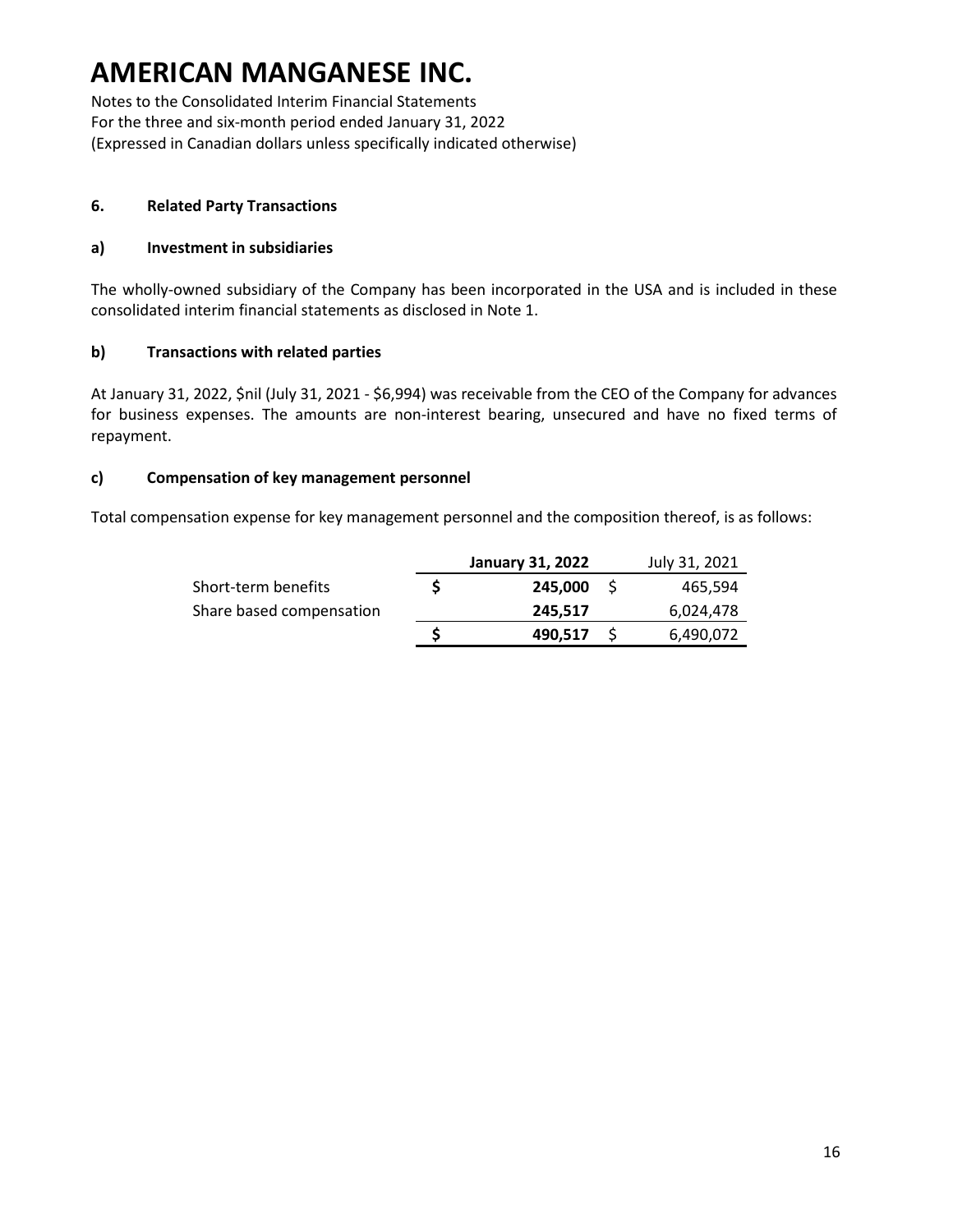# AMERICAN MANGANESE INC.

Notes to the Consolidated Interim Financial Statements
For the three and six-month period ended January 31, 2022
(Expressed in Canadian dollars unless specifically indicated otherwise)

## 6. Related Party Transactions

### a) Investment in subsidiaries

The wholly-owned subsidiary of the Company has been incorporated in the USA and is included in these consolidated interim financial statements as disclosed in Note 1.

### b) Transactions with related parties

At January 31, 2022, $nil (July 31, 2021 - $6,994) was receivable from the CEO of the Company for advances for business expenses. The amounts are non-interest bearing, unsecured and have no fixed terms of repayment.

### c) Compensation of key management personnel

Total compensation expense for key management personnel and the composition thereof, is as follows:

| | January 31, 2022 | July 31, 2021 |
|---|---|---|
| Short-term benefits | $ 245,000 | $ 465,594 |
| Share based compensation | 245,517 | 6,024,478 |
| | $ 490,517 | $ 6,490,072 |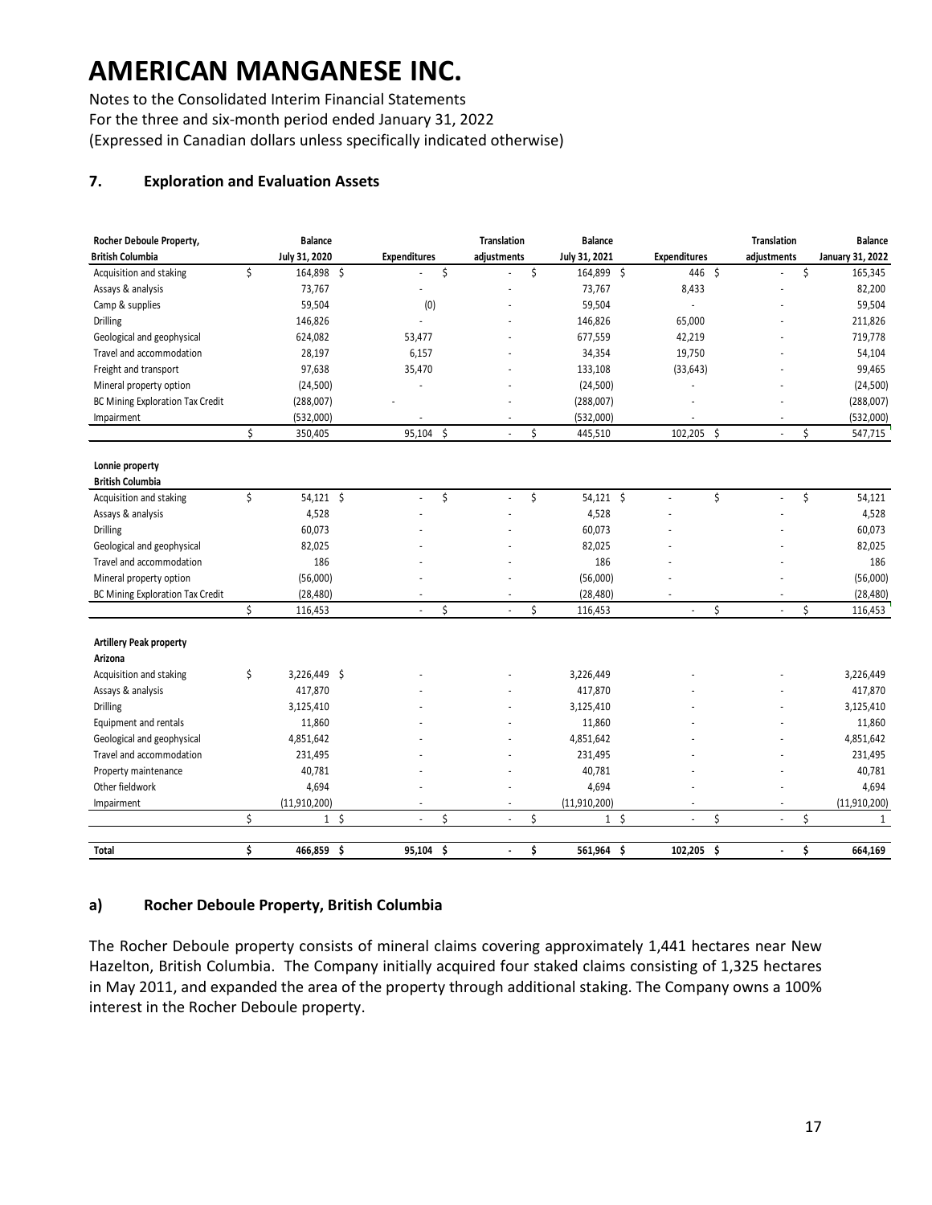# AMERICAN MANGANESE INC.

Notes to the Consolidated Interim Financial Statements
For the three and six-month period ended January 31, 2022
(Expressed in Canadian dollars unless specifically indicated otherwise)

## 7. Exploration and Evaluation Assets

| Rocher Deboule Property, British Columbia | Balance July 31, 2020 | Expenditures | Translation adjustments | Balance July 31, 2021 | Expenditures | Translation adjustments | Balance January 31, 2022 |
|---|---|---|---|---|---|---|---|
| Acquisition and staking | $ 164,898 | $ - | $ - | $ 164,899 | $ 446 | $ - | $ 165,345 |
| Assays & analysis | 73,767 | - | - | 73,767 | 8,433 | - | 82,200 |
| Camp & supplies | 59,504 | (0) | - | 59,504 | - | - | 59,504 |
| Drilling | 146,826 | - | - | 146,826 | 65,000 | - | 211,826 |
| Geological and geophysical | 624,082 | 53,477 | - | 677,559 | 42,219 | - | 719,778 |
| Travel and accommodation | 28,197 | 6,157 | - | 34,354 | 19,750 | - | 54,104 |
| Freight and transport | 97,638 | 35,470 | - | 133,108 | (33,643) | - | 99,465 |
| Mineral property option | (24,500) | - | - | (24,500) | - | - | (24,500) |
| BC Mining Exploration Tax Credit | (288,007) | - | - | (288,007) | - | - | (288,007) |
| Impairment | (532,000) | - | - | (532,000) | - | - | (532,000) |
| | $ 350,405 | 95,104 | $ - | $ 445,510 | 102,205 | $ - | $ 547,715 |
| **Lonnie property British Columbia** | | | | | | | |
| Acquisition and staking | $ 54,121 | $ - | $ - | $ 54,121 | $ - | $ - | $ 54,121 |
| Assays & analysis | 4,528 | - | - | 4,528 | - | - | 4,528 |
| Drilling | 60,073 | - | - | 60,073 | - | - | 60,073 |
| Geological and geophysical | 82,025 | - | - | 82,025 | - | - | 82,025 |
| Travel and accommodation | 186 | - | - | 186 | - | - | 186 |
| Mineral property option | (56,000) | - | - | (56,000) | - | - | (56,000) |
| BC Mining Exploration Tax Credit | (28,480) | - | - | (28,480) | - | - | (28,480) |
| | $ 116,453 | - | $ - | $ 116,453 | - | $ - | $ 116,453 |
| **Artillery Peak property Arizona** | | | | | | | |
| Acquisition and staking | $ 3,226,449 | $ - | - | 3,226,449 | - | - | 3,226,449 |
| Assays & analysis | 417,870 | - | - | 417,870 | - | - | 417,870 |
| Drilling | 3,125,410 | - | - | 3,125,410 | - | - | 3,125,410 |
| Equipment and rentals | 11,860 | - | - | 11,860 | - | - | 11,860 |
| Geological and geophysical | 4,851,642 | - | - | 4,851,642 | - | - | 4,851,642 |
| Travel and accommodation | 231,495 | - | - | 231,495 | - | - | 231,495 |
| Property maintenance | 40,781 | - | - | 40,781 | - | - | 40,781 |
| Other fieldwork | 4,694 | - | - | 4,694 | - | - | 4,694 |
| Impairment | (11,910,200) | - | - | (11,910,200) | - | - | (11,910,200) |
| | $ 1 | $ - | $ - | $ 1 | $ - | $ - | $ 1 |
| **Total** | **$ 466,859** | **$ 95,104** | **$ -** | **$ 561,964** | **$ 102,205** | **$ -** | **$ 664,169** |

### a) Rocher Deboule Property, British Columbia

The Rocher Deboule property consists of mineral claims covering approximately 1,441 hectares near New Hazelton, British Columbia. The Company initially acquired four staked claims consisting of 1,325 hectares in May 2011, and expanded the area of the property through additional staking. The Company owns a 100% interest in the Rocher Deboule property.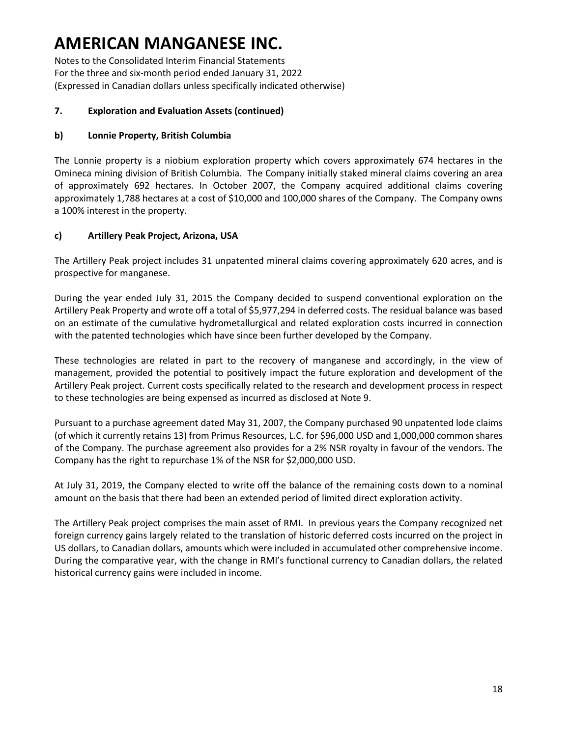# AMERICAN MANGANESE INC.

Notes to the Consolidated Interim Financial Statements
For the three and six-month period ended January 31, 2022
(Expressed in Canadian dollars unless specifically indicated otherwise)

**7. Exploration and Evaluation Assets (continued)**

**b) Lonnie Property, British Columbia**

The Lonnie property is a niobium exploration property which covers approximately 674 hectares in the Omineca mining division of British Columbia. The Company initially staked mineral claims covering an area of approximately 692 hectares. In October 2007, the Company acquired additional claims covering approximately 1,788 hectares at a cost of $10,000 and 100,000 shares of the Company. The Company owns a 100% interest in the property.

**c) Artillery Peak Project, Arizona, USA**

The Artillery Peak project includes 31 unpatented mineral claims covering approximately 620 acres, and is prospective for manganese.

During the year ended July 31, 2015 the Company decided to suspend conventional exploration on the Artillery Peak Property and wrote off a total of $5,977,294 in deferred costs. The residual balance was based on an estimate of the cumulative hydrometallurgical and related exploration costs incurred in connection with the patented technologies which have since been further developed by the Company.

These technologies are related in part to the recovery of manganese and accordingly, in the view of management, provided the potential to positively impact the future exploration and development of the Artillery Peak project. Current costs specifically related to the research and development process in respect to these technologies are being expensed as incurred as disclosed at Note 9.

Pursuant to a purchase agreement dated May 31, 2007, the Company purchased 90 unpatented lode claims (of which it currently retains 13) from Primus Resources, L.C. for $96,000 USD and 1,000,000 common shares of the Company. The purchase agreement also provides for a 2% NSR royalty in favour of the vendors. The Company has the right to repurchase 1% of the NSR for $2,000,000 USD.

At July 31, 2019, the Company elected to write off the balance of the remaining costs down to a nominal amount on the basis that there had been an extended period of limited direct exploration activity.

The Artillery Peak project comprises the main asset of RMI. In previous years the Company recognized net foreign currency gains largely related to the translation of historic deferred costs incurred on the project in US dollars, to Canadian dollars, amounts which were included in accumulated other comprehensive income. During the comparative year, with the change in RMI's functional currency to Canadian dollars, the related historical currency gains were included in income.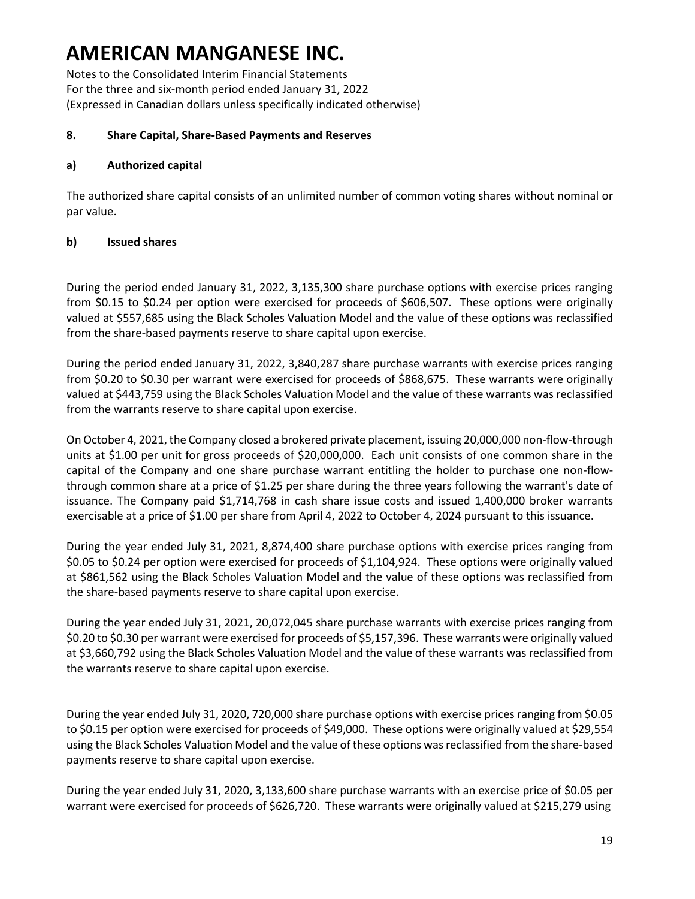## 8. Share Capital, Share-Based Payments and Reserves

### a) Authorized capital

The authorized share capital consists of an unlimited number of common voting shares without nominal or par value.

### b) Issued shares

During the period ended January 31, 2022, 3,135,300 share purchase options with exercise prices ranging from \$0.15 to \$0.24 per option were exercised for proceeds of \$606,507. These options were originally valued at \$557,685 using the Black Scholes Valuation Model and the value of these options was reclassified from the share-based payments reserve to share capital upon exercise.

During the period ended January 31, 2022, 3,840,287 share purchase warrants with exercise prices ranging from \$0.20 to \$0.30 per warrant were exercised for proceeds of \$868,675. These warrants were originally valued at \$443,759 using the Black Scholes Valuation Model and the value of these warrants was reclassified from the warrants reserve to share capital upon exercise.

On October 4, 2021, the Company closed a brokered private placement, issuing 20,000,000 non-flow-through units at \$1.00 per unit for gross proceeds of \$20,000,000. Each unit consists of one common share in the capital of the Company and one share purchase warrant entitling the holder to purchase one non-flow-through common share at a price of \$1.25 per share during the three years following the warrant's date of issuance. The Company paid \$1,714,768 in cash share issue costs and issued 1,400,000 broker warrants exercisable at a price of \$1.00 per share from April 4, 2022 to October 4, 2024 pursuant to this issuance.

During the year ended July 31, 2021, 8,874,400 share purchase options with exercise prices ranging from \$0.05 to \$0.24 per option were exercised for proceeds of \$1,104,924. These options were originally valued at \$861,562 using the Black Scholes Valuation Model and the value of these options was reclassified from the share-based payments reserve to share capital upon exercise.

During the year ended July 31, 2021, 20,072,045 share purchase warrants with exercise prices ranging from \$0.20 to \$0.30 per warrant were exercised for proceeds of \$5,157,396. These warrants were originally valued at \$3,660,792 using the Black Scholes Valuation Model and the value of these warrants was reclassified from the warrants reserve to share capital upon exercise.

During the year ended July 31, 2020, 720,000 share purchase options with exercise prices ranging from \$0.05 to \$0.15 per option were exercised for proceeds of \$49,000. These options were originally valued at \$29,554 using the Black Scholes Valuation Model and the value of these options was reclassified from the share-based payments reserve to share capital upon exercise.

During the year ended July 31, 2020, 3,133,600 share purchase warrants with an exercise price of \$0.05 per warrant were exercised for proceeds of \$626,720. These warrants were originally valued at \$215,279 using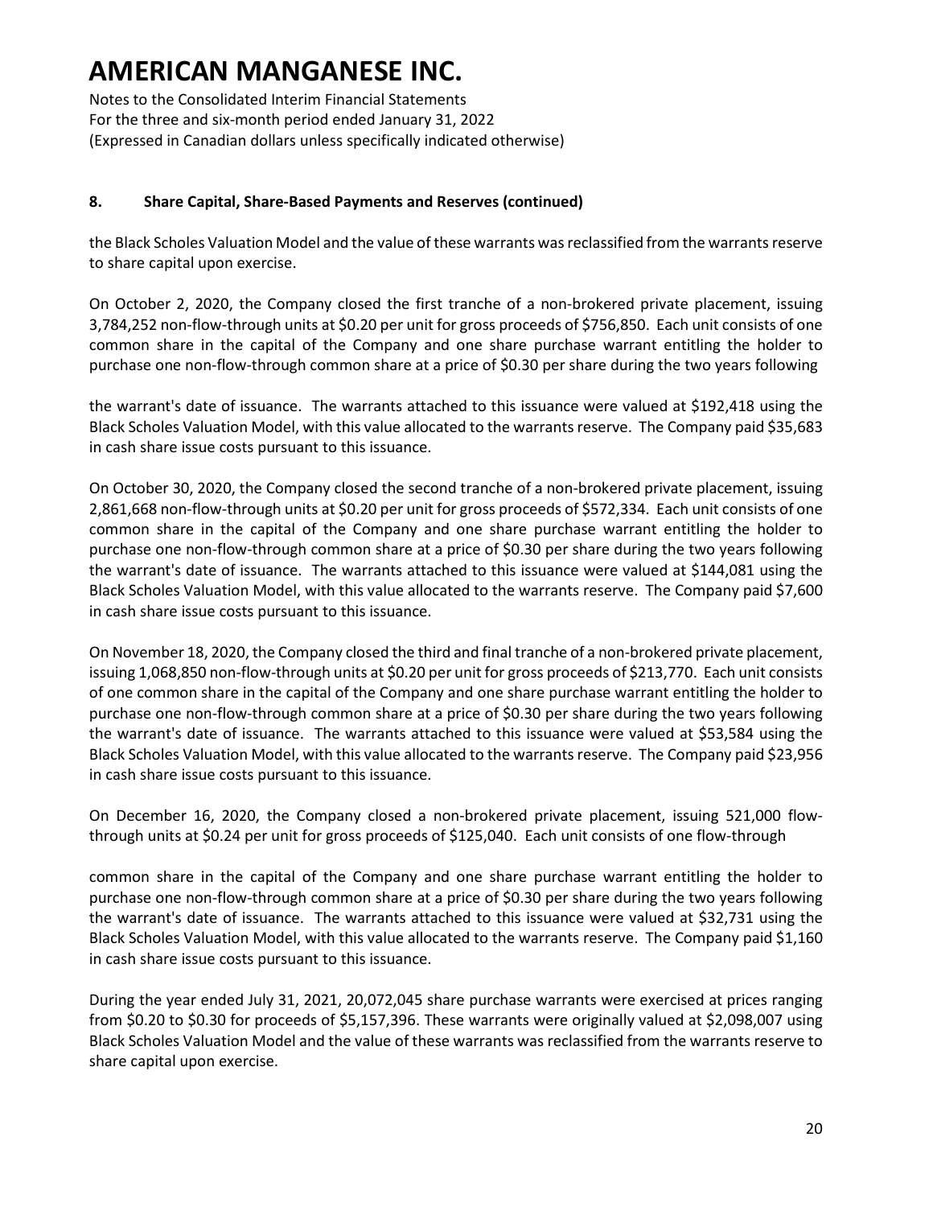## 8. Share Capital, Share-Based Payments and Reserves (continued)

the Black Scholes Valuation Model and the value of these warrants was reclassified from the warrants reserve to share capital upon exercise.

On October 2, 2020, the Company closed the first tranche of a non-brokered private placement, issuing 3,784,252 non-flow-through units at $0.20 per unit for gross proceeds of $756,850. Each unit consists of one common share in the capital of the Company and one share purchase warrant entitling the holder to purchase one non-flow-through common share at a price of $0.30 per share during the two years following the warrant's date of issuance. The warrants attached to this issuance were valued at $192,418 using the Black Scholes Valuation Model, with this value allocated to the warrants reserve. The Company paid $35,683 in cash share issue costs pursuant to this issuance.

On October 30, 2020, the Company closed the second tranche of a non-brokered private placement, issuing 2,861,668 non-flow-through units at $0.20 per unit for gross proceeds of $572,334. Each unit consists of one common share in the capital of the Company and one share purchase warrant entitling the holder to purchase one non-flow-through common share at a price of $0.30 per share during the two years following the warrant's date of issuance. The warrants attached to this issuance were valued at $144,081 using the Black Scholes Valuation Model, with this value allocated to the warrants reserve. The Company paid $7,600 in cash share issue costs pursuant to this issuance.

On November 18, 2020, the Company closed the third and final tranche of a non-brokered private placement, issuing 1,068,850 non-flow-through units at $0.20 per unit for gross proceeds of $213,770. Each unit consists of one common share in the capital of the Company and one share purchase warrant entitling the holder to purchase one non-flow-through common share at a price of $0.30 per share during the two years following the warrant's date of issuance. The warrants attached to this issuance were valued at $53,584 using the Black Scholes Valuation Model, with this value allocated to the warrants reserve. The Company paid $23,956 in cash share issue costs pursuant to this issuance.

On December 16, 2020, the Company closed a non-brokered private placement, issuing 521,000 flow-through units at $0.24 per unit for gross proceeds of $125,040. Each unit consists of one flow-through common share in the capital of the Company and one share purchase warrant entitling the holder to purchase one non-flow-through common share at a price of $0.30 per share during the two years following the warrant's date of issuance. The warrants attached to this issuance were valued at $32,731 using the Black Scholes Valuation Model, with this value allocated to the warrants reserve. The Company paid $1,160 in cash share issue costs pursuant to this issuance.

During the year ended July 31, 2021, 20,072,045 share purchase warrants were exercised at prices ranging from $0.20 to $0.30 for proceeds of $5,157,396. These warrants were originally valued at $2,098,007 using Black Scholes Valuation Model and the value of these warrants was reclassified from the warrants reserve to share capital upon exercise.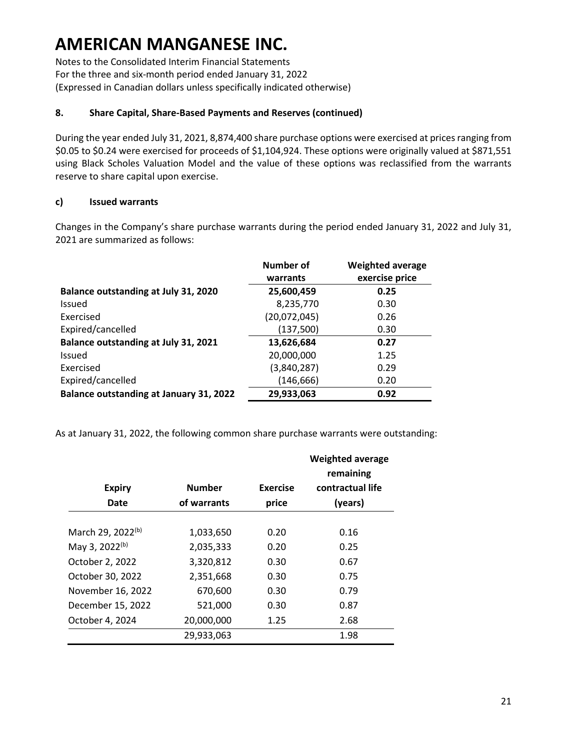# AMERICAN MANGANESE INC.

Notes to the Consolidated Interim Financial Statements
For the three and six-month period ended January 31, 2022
(Expressed in Canadian dollars unless specifically indicated otherwise)

## 8. Share Capital, Share-Based Payments and Reserves (continued)

During the year ended July 31, 2021, 8,874,400 share purchase options were exercised at prices ranging from \$0.05 to \$0.24 were exercised for proceeds of \$1,104,924. These options were originally valued at \$871,551 using Black Scholes Valuation Model and the value of these options was reclassified from the warrants reserve to share capital upon exercise.

### c) Issued warrants

Changes in the Company's share purchase warrants during the period ended January 31, 2022 and July 31, 2021 are summarized as follows:

| | Number of warrants | Weighted average exercise price |
|---|---|---|
| **Balance outstanding at July 31, 2020** | **25,600,459** | **0.25** |
| Issued | 8,235,770 | 0.30 |
| Exercised | (20,072,045) | 0.26 |
| Expired/cancelled | (137,500) | 0.30 |
| **Balance outstanding at July 31, 2021** | **13,626,684** | **0.27** |
| Issued | 20,000,000 | 1.25 |
| Exercised | (3,840,287) | 0.29 |
| Expired/cancelled | (146,666) | 0.20 |
| **Balance outstanding at January 31, 2022** | **29,933,063** | **0.92** |

As at January 31, 2022, the following common share purchase warrants were outstanding:

| Expiry Date | Number of warrants | Exercise price | Weighted average remaining contractual life (years) |
|---|---|---|---|
| March 29, 2022[(b)] | 1,033,650 | 0.20 | 0.16 |
| May 3, 2022[(b)] | 2,035,333 | 0.20 | 0.25 |
| October 2, 2022 | 3,320,812 | 0.30 | 0.67 |
| October 30, 2022 | 2,351,668 | 0.30 | 0.75 |
| November 16, 2022 | 670,600 | 0.30 | 0.79 |
| December 15, 2022 | 521,000 | 0.30 | 0.87 |
| October 4, 2024 | 20,000,000 | 1.25 | 2.68 |
| | 29,933,063 | | 1.98 |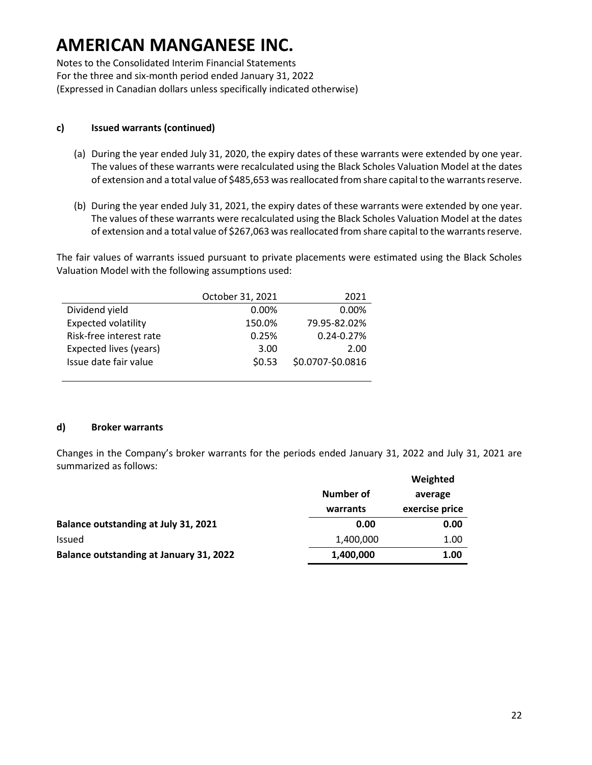# AMERICAN MANGANESE INC.

Notes to the Consolidated Interim Financial Statements
For the three and six-month period ended January 31, 2022
(Expressed in Canadian dollars unless specifically indicated otherwise)

**c) Issued warrants (continued)**

(a) During the year ended July 31, 2020, the expiry dates of these warrants were extended by one year. The values of these warrants were recalculated using the Black Scholes Valuation Model at the dates of extension and a total value of $485,653 was reallocated from share capital to the warrants reserve.

(b) During the year ended July 31, 2021, the expiry dates of these warrants were extended by one year. The values of these warrants were recalculated using the Black Scholes Valuation Model at the dates of extension and a total value of $267,063 was reallocated from share capital to the warrants reserve.

The fair values of warrants issued pursuant to private placements were estimated using the Black Scholes Valuation Model with the following assumptions used:

| | October 31, 2021 | 2021 |
|---|---|---|
| Dividend yield | 0.00% | 0.00% |
| Expected volatility | 150.0% | 79.95-82.02% |
| Risk-free interest rate | 0.25% | 0.24-0.27% |
| Expected lives (years) | 3.00 | 2.00 |
| Issue date fair value | $0.53 | $0.0707-$0.0816 |

**d) Broker warrants**

Changes in the Company's broker warrants for the periods ended January 31, 2022 and July 31, 2021 are summarized as follows:

| | Number of warrants | Weighted average exercise price |
|---|---|---|
| **Balance outstanding at July 31, 2021** | **0.00** | **0.00** |
| Issued | 1,400,000 | 1.00 |
| **Balance outstanding at January 31, 2022** | **1,400,000** | **1.00** |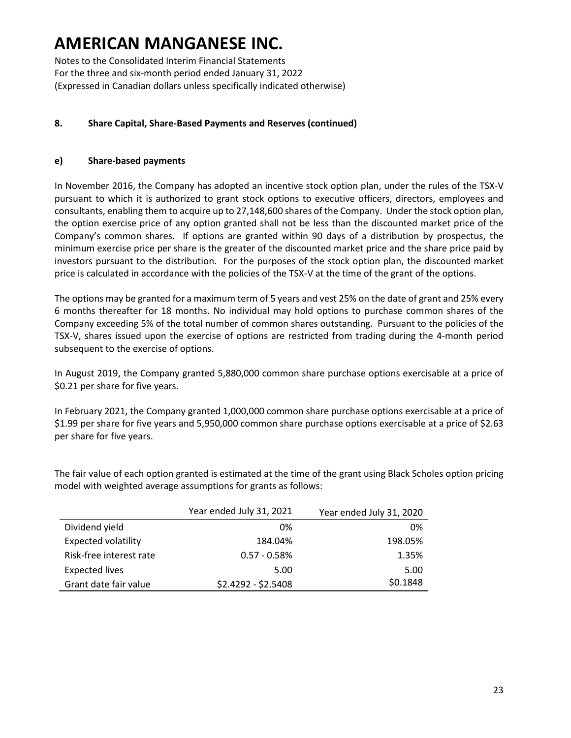# AMERICAN MANGANESE INC.

Notes to the Consolidated Interim Financial Statements
For the three and six-month period ended January 31, 2022
(Expressed in Canadian dollars unless specifically indicated otherwise)

## 8. Share Capital, Share-Based Payments and Reserves (continued)

### e) Share-based payments

In November 2016, the Company has adopted an incentive stock option plan, under the rules of the TSX-V pursuant to which it is authorized to grant stock options to executive officers, directors, employees and consultants, enabling them to acquire up to 27,148,600 shares of the Company. Under the stock option plan, the option exercise price of any option granted shall not be less than the discounted market price of the Company's common shares. If options are granted within 90 days of a distribution by prospectus, the minimum exercise price per share is the greater of the discounted market price and the share price paid by investors pursuant to the distribution. For the purposes of the stock option plan, the discounted market price is calculated in accordance with the policies of the TSX-V at the time of the grant of the options.

The options may be granted for a maximum term of 5 years and vest 25% on the date of grant and 25% every 6 months thereafter for 18 months. No individual may hold options to purchase common shares of the Company exceeding 5% of the total number of common shares outstanding. Pursuant to the policies of the TSX-V, shares issued upon the exercise of options are restricted from trading during the 4-month period subsequent to the exercise of options.

In August 2019, the Company granted 5,880,000 common share purchase options exercisable at a price of $0.21 per share for five years.

In February 2021, the Company granted 1,000,000 common share purchase options exercisable at a price of $1.99 per share for five years and 5,950,000 common share purchase options exercisable at a price of $2.63 per share for five years.

The fair value of each option granted is estimated at the time of the grant using Black Scholes option pricing model with weighted average assumptions for grants as follows:

| | Year ended July 31, 2021 | Year ended July 31, 2020 |
|---|---:|---:|
| Dividend yield | 0% | 0% |
| Expected volatility | 184.04% | 198.05% |
| Risk-free interest rate | 0.57 - 0.58% | 1.35% |
| Expected lives | 5.00 | 5.00 |
| Grant date fair value | $2.4292 - $2.5408 | $0.1848 |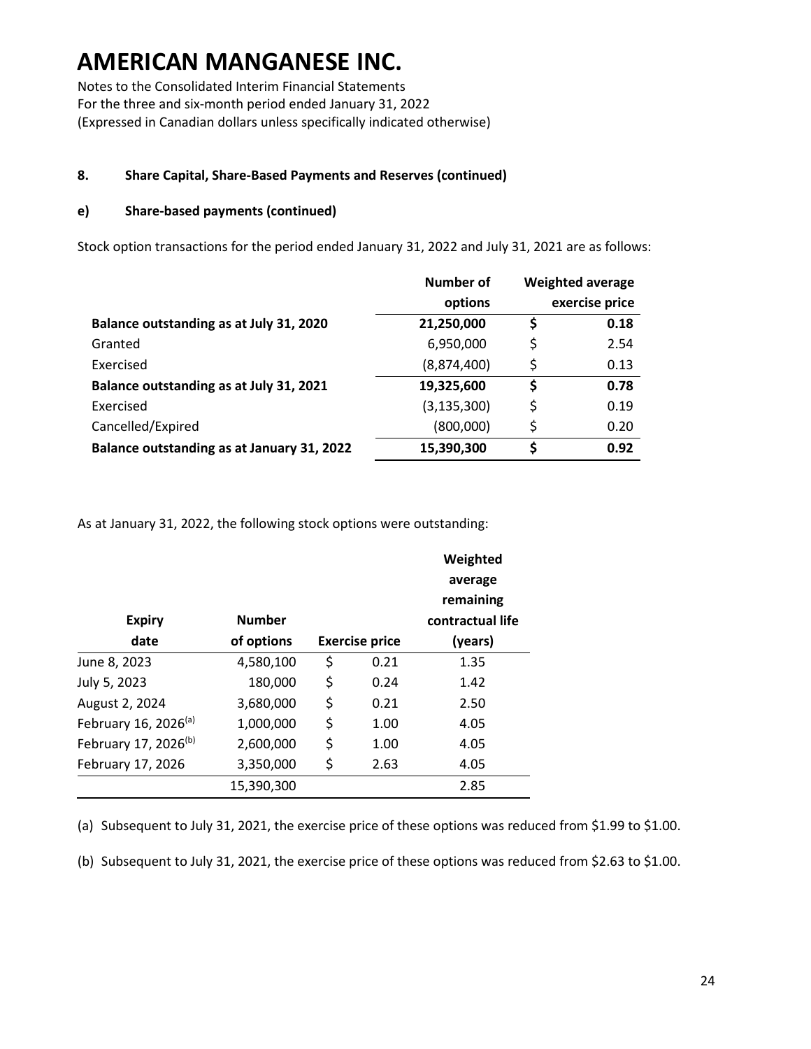# AMERICAN MANGANESE INC.

Notes to the Consolidated Interim Financial Statements
For the three and six-month period ended January 31, 2022
(Expressed in Canadian dollars unless specifically indicated otherwise)

**8. Share Capital, Share-Based Payments and Reserves (continued)**

**e) Share-based payments (continued)**

Stock option transactions for the period ended January 31, 2022 and July 31, 2021 are as follows:

| | Number of options | Weighted average exercise price |
|---|---|---|
| **Balance outstanding as at July 31, 2020** | **21,250,000** | **$ 0.18** |
| Granted | 6,950,000 | $ 2.54 |
| Exercised | (8,874,400) | $ 0.13 |
| **Balance outstanding as at July 31, 2021** | **19,325,600** | **$ 0.78** |
| Exercised | (3,135,300) | $ 0.19 |
| Cancelled/Expired | (800,000) | $ 0.20 |
| **Balance outstanding as at January 31, 2022** | **15,390,300** | **$ 0.92** |

As at January 31, 2022, the following stock options were outstanding:

| Expiry date | Number of options | Exercise price | Weighted average remaining contractual life (years) |
|---|---|---|---|
| June 8, 2023 | 4,580,100 | $ 0.21 | 1.35 |
| July 5, 2023 | 180,000 | $ 0.24 | 1.42 |
| August 2, 2024 | 3,680,000 | $ 0.21 | 2.50 |
| February 16, 2026[(a)] | 1,000,000 | $ 1.00 | 4.05 |
| February 17, 2026[(b)] | 2,600,000 | $ 1.00 | 4.05 |
| February 17, 2026 | 3,350,000 | $ 2.63 | 4.05 |
| | 15,390,300 | | 2.85 |

(a) Subsequent to July 31, 2021, the exercise price of these options was reduced from $1.99 to $1.00.

(b) Subsequent to July 31, 2021, the exercise price of these options was reduced from $2.63 to $1.00.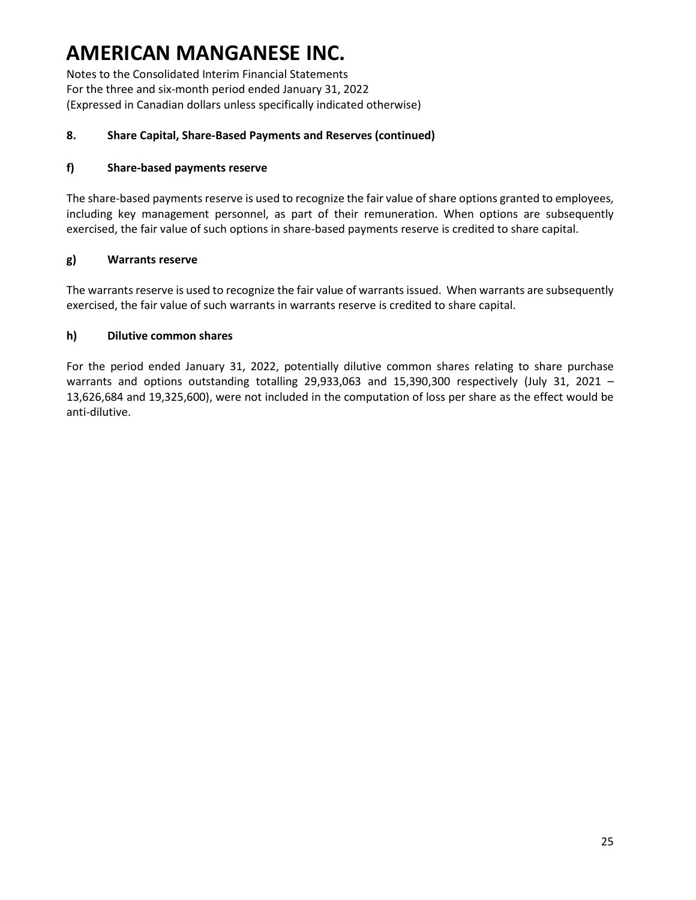## 8. Share Capital, Share-Based Payments and Reserves (continued)

### f) Share-based payments reserve

The share-based payments reserve is used to recognize the fair value of share options granted to employees, including key management personnel, as part of their remuneration. When options are subsequently exercised, the fair value of such options in share-based payments reserve is credited to share capital.

### g) Warrants reserve

The warrants reserve is used to recognize the fair value of warrants issued. When warrants are subsequently exercised, the fair value of such warrants in warrants reserve is credited to share capital.

### h) Dilutive common shares

For the period ended January 31, 2022, potentially dilutive common shares relating to share purchase warrants and options outstanding totalling 29,933,063 and 15,390,300 respectively (July 31, 2021 – 13,626,684 and 19,325,600), were not included in the computation of loss per share as the effect would be anti-dilutive.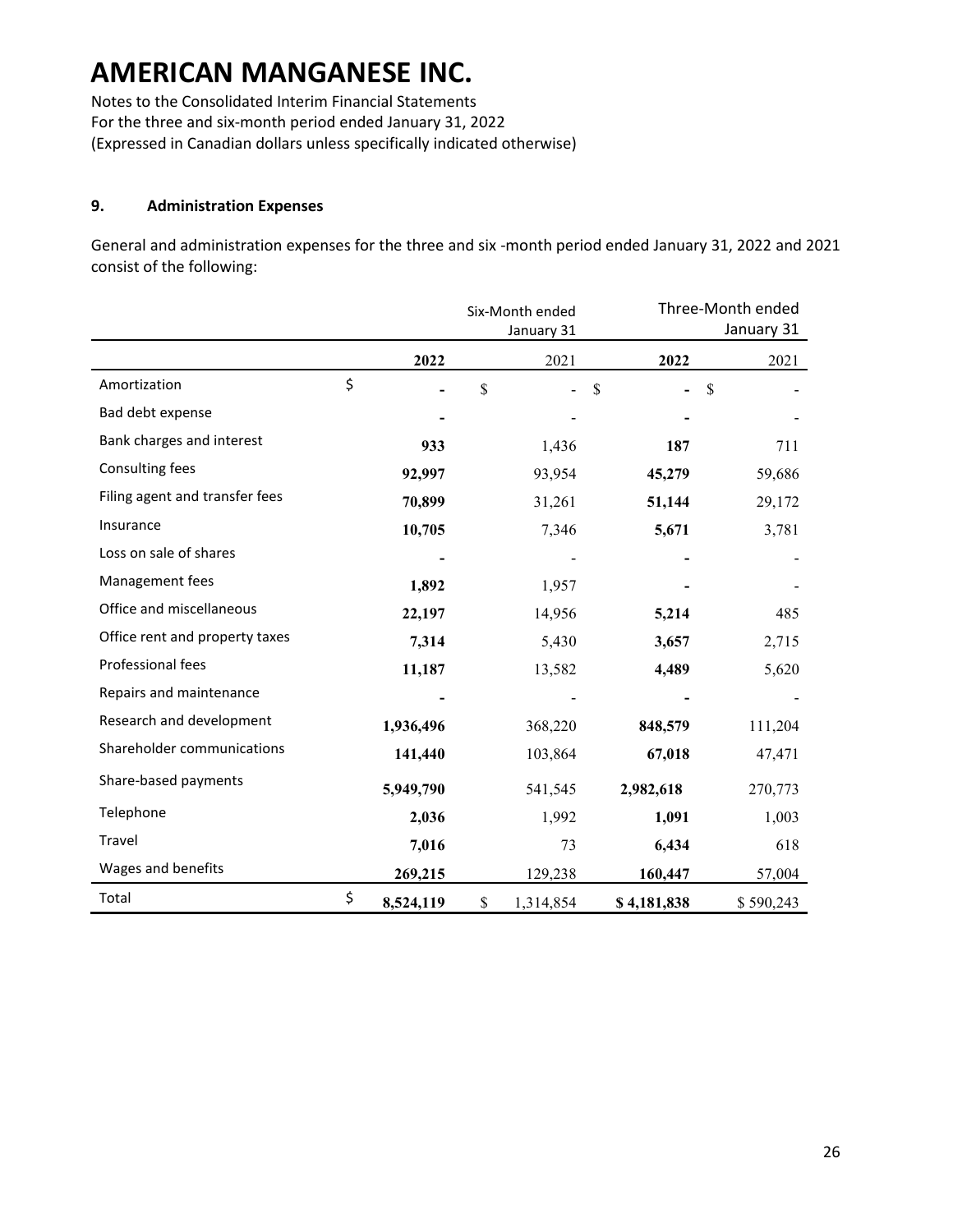# AMERICAN MANGANESE INC.

Notes to the Consolidated Interim Financial Statements
For the three and six-month period ended January 31, 2022
(Expressed in Canadian dollars unless specifically indicated otherwise)

### 9. Administration Expenses

General and administration expenses for the three and six -month period ended January 31, 2022 and 2021 consist of the following:

| | Six-Month ended January 31 | | Three-Month ended January 31 | |
|---|---|---|---|---|
| | **2022** | 2021 | **2022** | 2021 |
| Amortization | $ **-** | $ - | $ **-** | $ - |
| Bad debt expense | **-** | - | **-** | - |
| Bank charges and interest | **933** | 1,436 | **187** | 711 |
| Consulting fees | **92,997** | 93,954 | **45,279** | 59,686 |
| Filing agent and transfer fees | **70,899** | 31,261 | **51,144** | 29,172 |
| Insurance | **10,705** | 7,346 | **5,671** | 3,781 |
| Loss on sale of shares | **-** | - | **-** | - |
| Management fees | **1,892** | 1,957 | **-** | - |
| Office and miscellaneous | **22,197** | 14,956 | **5,214** | 485 |
| Office rent and property taxes | **7,314** | 5,430 | **3,657** | 2,715 |
| Professional fees | **11,187** | 13,582 | **4,489** | 5,620 |
| Repairs and maintenance | **-** | - | **-** | - |
| Research and development | **1,936,496** | 368,220 | **848,579** | 111,204 |
| Shareholder communications | **141,440** | 103,864 | **67,018** | 47,471 |
| Share-based payments | **5,949,790** | 541,545 | **2,982,618** | 270,773 |
| Telephone | **2,036** | 1,992 | **1,091** | 1,003 |
| Travel | **7,016** | 73 | **6,434** | 618 |
| Wages and benefits | **269,215** | 129,238 | **160,447** | 57,004 |
| Total | $ **8,524,119** | $ 1,314,854 | **$ 4,181,838** | $ 590,243 |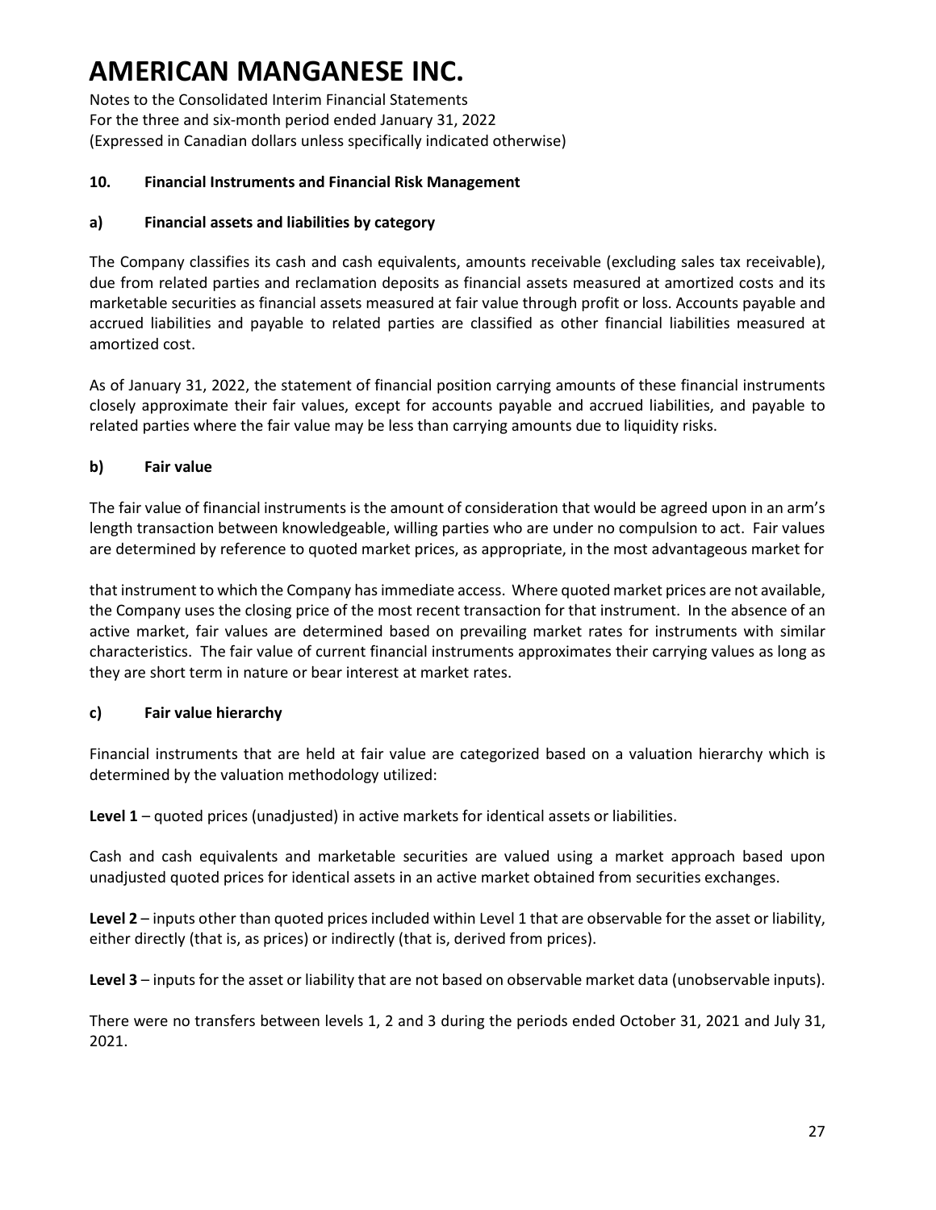# AMERICAN MANGANESE INC.

Notes to the Consolidated Interim Financial Statements
For the three and six-month period ended January 31, 2022
(Expressed in Canadian dollars unless specifically indicated otherwise)

## 10. Financial Instruments and Financial Risk Management

### a) Financial assets and liabilities by category

The Company classifies its cash and cash equivalents, amounts receivable (excluding sales tax receivable), due from related parties and reclamation deposits as financial assets measured at amortized costs and its marketable securities as financial assets measured at fair value through profit or loss. Accounts payable and accrued liabilities and payable to related parties are classified as other financial liabilities measured at amortized cost.

As of January 31, 2022, the statement of financial position carrying amounts of these financial instruments closely approximate their fair values, except for accounts payable and accrued liabilities, and payable to related parties where the fair value may be less than carrying amounts due to liquidity risks.

### b) Fair value

The fair value of financial instruments is the amount of consideration that would be agreed upon in an arm's length transaction between knowledgeable, willing parties who are under no compulsion to act. Fair values are determined by reference to quoted market prices, as appropriate, in the most advantageous market for that instrument to which the Company has immediate access. Where quoted market prices are not available, the Company uses the closing price of the most recent transaction for that instrument. In the absence of an active market, fair values are determined based on prevailing market rates for instruments with similar characteristics. The fair value of current financial instruments approximates their carrying values as long as they are short term in nature or bear interest at market rates.

### c) Fair value hierarchy

Financial instruments that are held at fair value are categorized based on a valuation hierarchy which is determined by the valuation methodology utilized:

**Level 1** – quoted prices (unadjusted) in active markets for identical assets or liabilities.

Cash and cash equivalents and marketable securities are valued using a market approach based upon unadjusted quoted prices for identical assets in an active market obtained from securities exchanges.

**Level 2** – inputs other than quoted prices included within Level 1 that are observable for the asset or liability, either directly (that is, as prices) or indirectly (that is, derived from prices).

**Level 3** – inputs for the asset or liability that are not based on observable market data (unobservable inputs).

There were no transfers between levels 1, 2 and 3 during the periods ended October 31, 2021 and July 31, 2021.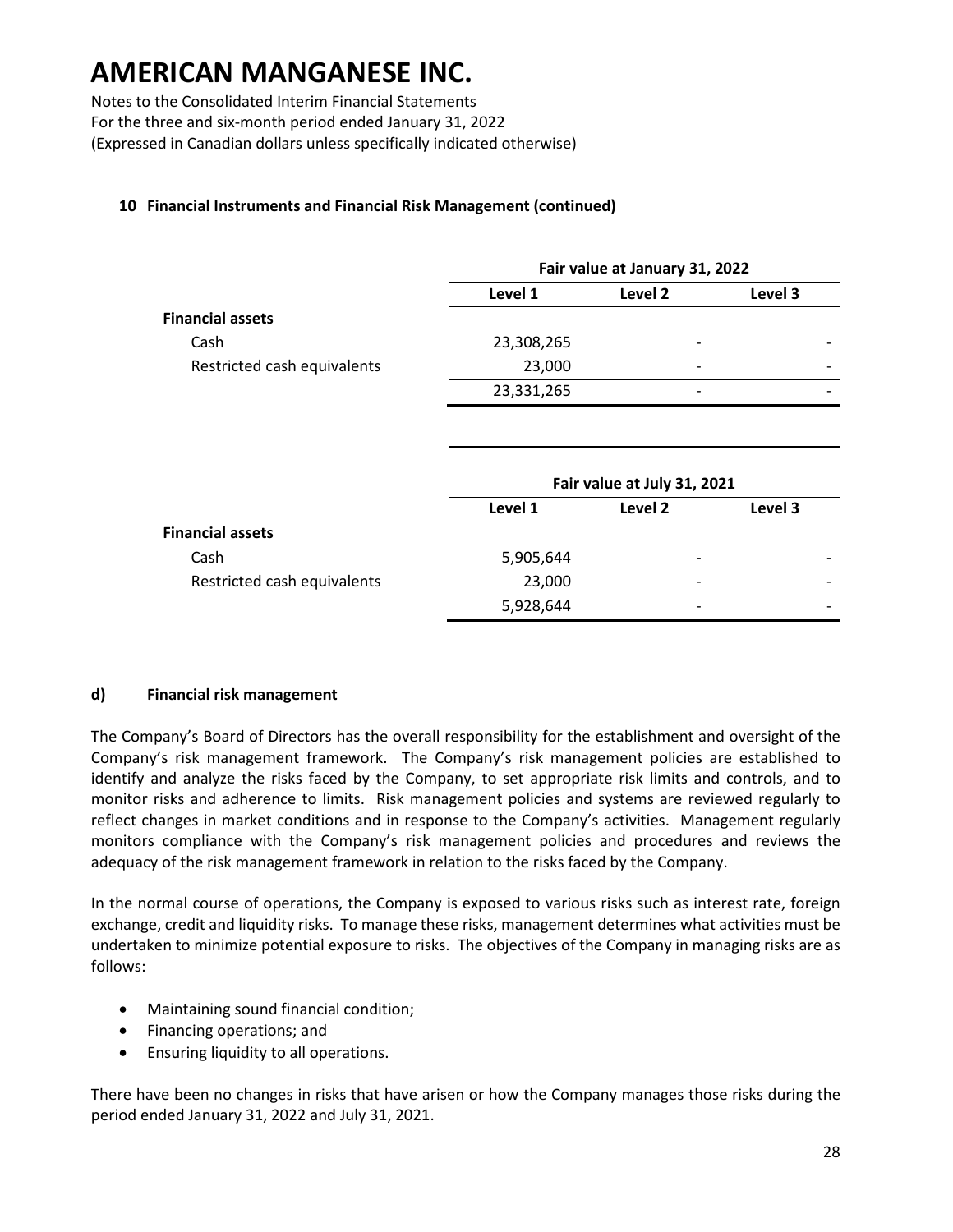# AMERICAN MANGANESE INC.

Notes to the Consolidated Interim Financial Statements
For the three and six-month period ended January 31, 2022
(Expressed in Canadian dollars unless specifically indicated otherwise)

### 10 Financial Instruments and Financial Risk Management (continued)

| | Fair value at January 31, 2022 | | |
|---|---|---|---|
| | Level 1 | Level 2 | Level 3 |
| **Financial assets** | | | |
| Cash | 23,308,265 | - | - |
| Restricted cash equivalents | 23,000 | - | - |
| | 23,331,265 | - | - |

| | Fair value at July 31, 2021 | | |
|---|---|---|---|
| | Level 1 | Level 2 | Level 3 |
| **Financial assets** | | | |
| Cash | 5,905,644 | - | - |
| Restricted cash equivalents | 23,000 | - | - |
| | 5,928,644 | - | - |

#### d) Financial risk management

The Company's Board of Directors has the overall responsibility for the establishment and oversight of the Company's risk management framework. The Company's risk management policies are established to identify and analyze the risks faced by the Company, to set appropriate risk limits and controls, and to monitor risks and adherence to limits. Risk management policies and systems are reviewed regularly to reflect changes in market conditions and in response to the Company's activities. Management regularly monitors compliance with the Company's risk management policies and procedures and reviews the adequacy of the risk management framework in relation to the risks faced by the Company.

In the normal course of operations, the Company is exposed to various risks such as interest rate, foreign exchange, credit and liquidity risks. To manage these risks, management determines what activities must be undertaken to minimize potential exposure to risks. The objectives of the Company in managing risks are as follows:

- Maintaining sound financial condition;
- Financing operations; and
- Ensuring liquidity to all operations.

There have been no changes in risks that have arisen or how the Company manages those risks during the period ended January 31, 2022 and July 31, 2021.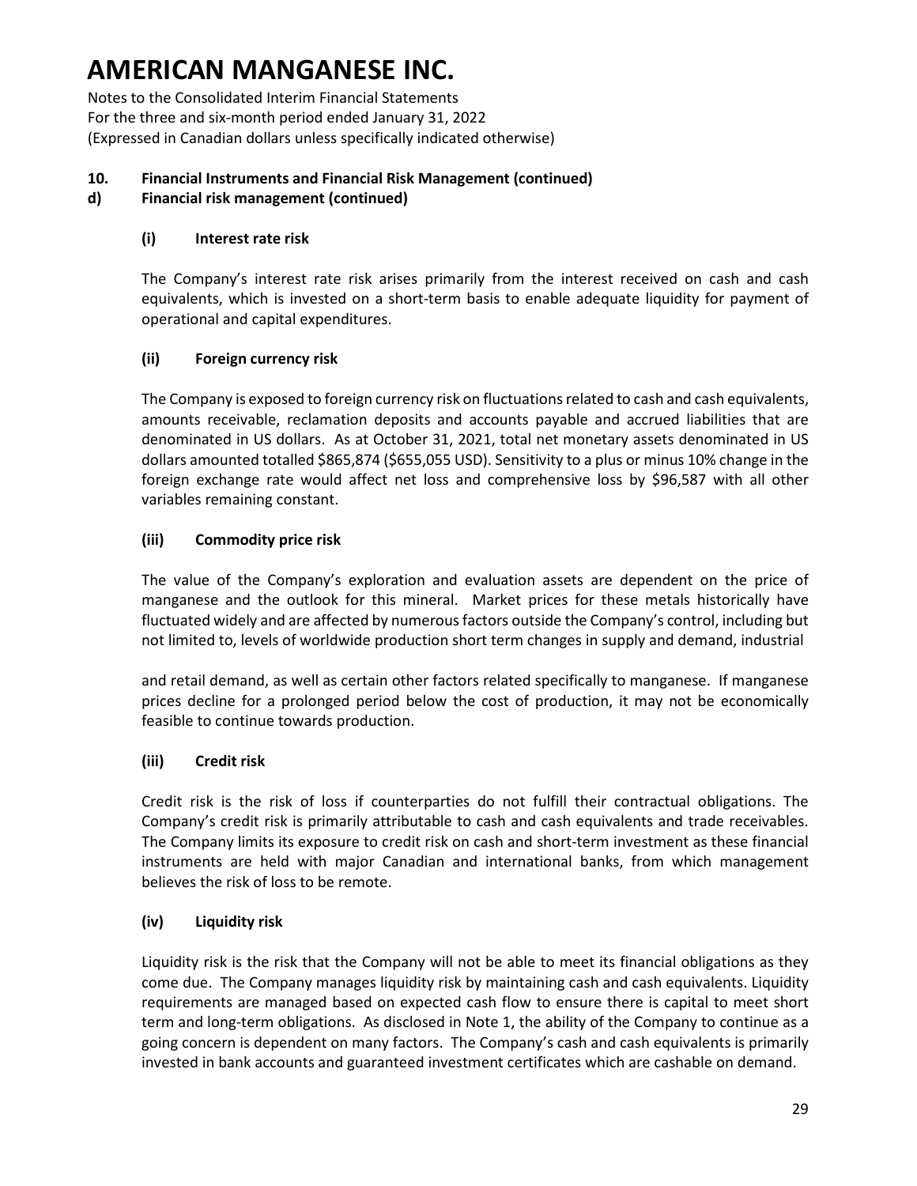# AMERICAN MANGANESE INC.

Notes to the Consolidated Interim Financial Statements
For the three and six-month period ended January 31, 2022
(Expressed in Canadian dollars unless specifically indicated otherwise)

**10. Financial Instruments and Financial Risk Management (continued)**

**d) Financial risk management (continued)**

**(i) Interest rate risk**

The Company's interest rate risk arises primarily from the interest received on cash and cash equivalents, which is invested on a short-term basis to enable adequate liquidity for payment of operational and capital expenditures.

**(ii) Foreign currency risk**

The Company is exposed to foreign currency risk on fluctuations related to cash and cash equivalents, amounts receivable, reclamation deposits and accounts payable and accrued liabilities that are denominated in US dollars. As at October 31, 2021, total net monetary assets denominated in US dollars amounted totalled $865,874 ($655,055 USD). Sensitivity to a plus or minus 10% change in the foreign exchange rate would affect net loss and comprehensive loss by $96,587 with all other variables remaining constant.

**(iii) Commodity price risk**

The value of the Company's exploration and evaluation assets are dependent on the price of manganese and the outlook for this mineral. Market prices for these metals historically have fluctuated widely and are affected by numerous factors outside the Company's control, including but not limited to, levels of worldwide production short term changes in supply and demand, industrial

and retail demand, as well as certain other factors related specifically to manganese. If manganese prices decline for a prolonged period below the cost of production, it may not be economically feasible to continue towards production.

**(iii) Credit risk**

Credit risk is the risk of loss if counterparties do not fulfill their contractual obligations. The Company's credit risk is primarily attributable to cash and cash equivalents and trade receivables. The Company limits its exposure to credit risk on cash and short-term investment as these financial instruments are held with major Canadian and international banks, from which management believes the risk of loss to be remote.

**(iv) Liquidity risk**

Liquidity risk is the risk that the Company will not be able to meet its financial obligations as they come due. The Company manages liquidity risk by maintaining cash and cash equivalents. Liquidity requirements are managed based on expected cash flow to ensure there is capital to meet short term and long-term obligations. As disclosed in Note 1, the ability of the Company to continue as a going concern is dependent on many factors. The Company's cash and cash equivalents is primarily invested in bank accounts and guaranteed investment certificates which are cashable on demand.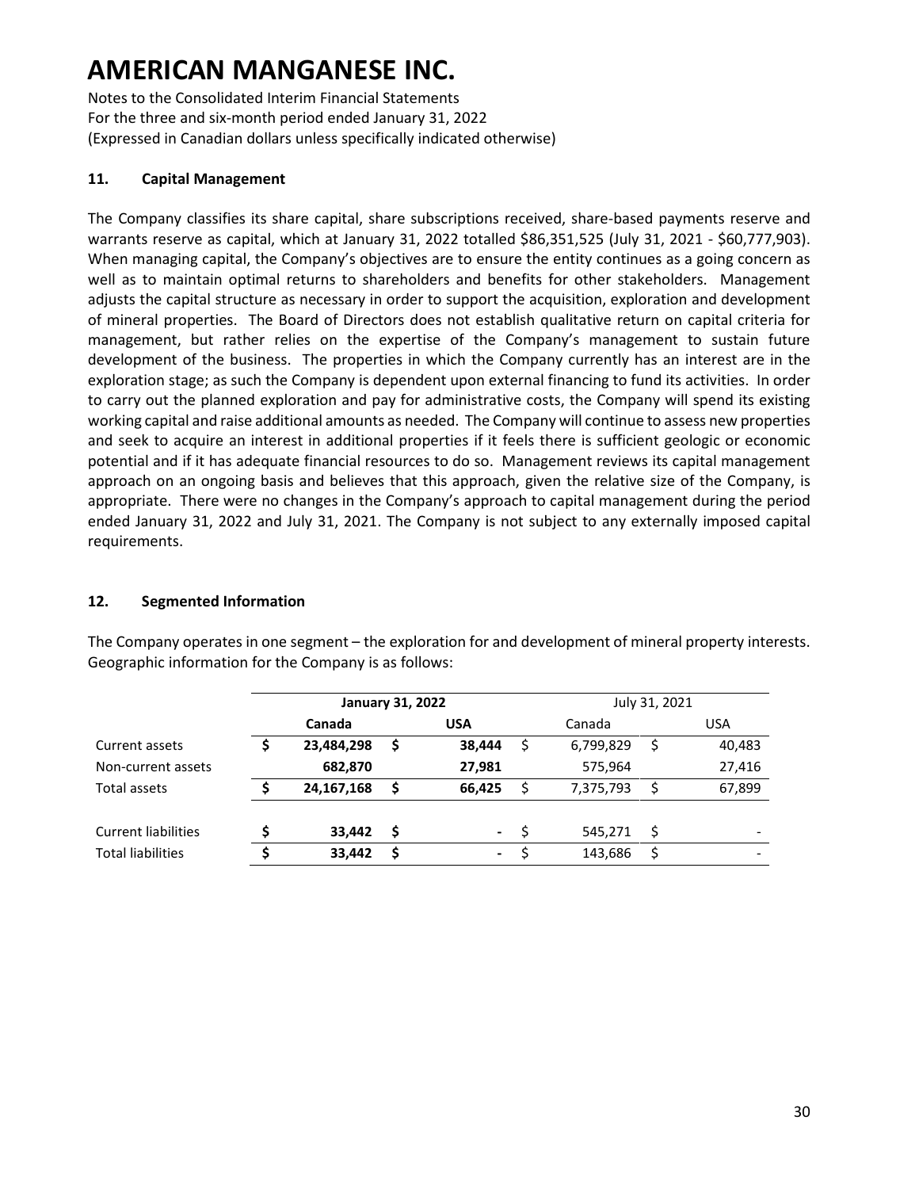# AMERICAN MANGANESE INC.

Notes to the Consolidated Interim Financial Statements
For the three and six-month period ended January 31, 2022
(Expressed in Canadian dollars unless specifically indicated otherwise)

## 11. Capital Management

The Company classifies its share capital, share subscriptions received, share-based payments reserve and warrants reserve as capital, which at January 31, 2022 totalled $86,351,525 (July 31, 2021 - $60,777,903). When managing capital, the Company's objectives are to ensure the entity continues as a going concern as well as to maintain optimal returns to shareholders and benefits for other stakeholders. Management adjusts the capital structure as necessary in order to support the acquisition, exploration and development of mineral properties. The Board of Directors does not establish qualitative return on capital criteria for management, but rather relies on the expertise of the Company's management to sustain future development of the business. The properties in which the Company currently has an interest are in the exploration stage; as such the Company is dependent upon external financing to fund its activities. In order to carry out the planned exploration and pay for administrative costs, the Company will spend its existing working capital and raise additional amounts as needed. The Company will continue to assess new properties and seek to acquire an interest in additional properties if it feels there is sufficient geologic or economic potential and if it has adequate financial resources to do so. Management reviews its capital management approach on an ongoing basis and believes that this approach, given the relative size of the Company, is appropriate. There were no changes in the Company's approach to capital management during the period ended January 31, 2022 and July 31, 2021. The Company is not subject to any externally imposed capital requirements.

## 12. Segmented Information

The Company operates in one segment – the exploration for and development of mineral property interests. Geographic information for the Company is as follows:

| | **January 31, 2022** | | July 31, 2021 | |
|---|---|---|---|---|
| | **Canada** | **USA** | Canada | USA |
| Current assets | **$ 23,484,298** | **$ 38,444** | $ 6,799,829 | $ 40,483 |
| Non-current assets | **682,870** | **27,981** | 575,964 | 27,416 |
| Total assets | **$ 24,167,168** | **$ 66,425** | $ 7,375,793 | $ 67,899 |
| | | | | |
| Current liabilities | **$ 33,442** | **$ -** | $ 545,271 | $ - |
| Total liabilities | **$ 33,442** | **$ -** | $ 143,686 | $ - |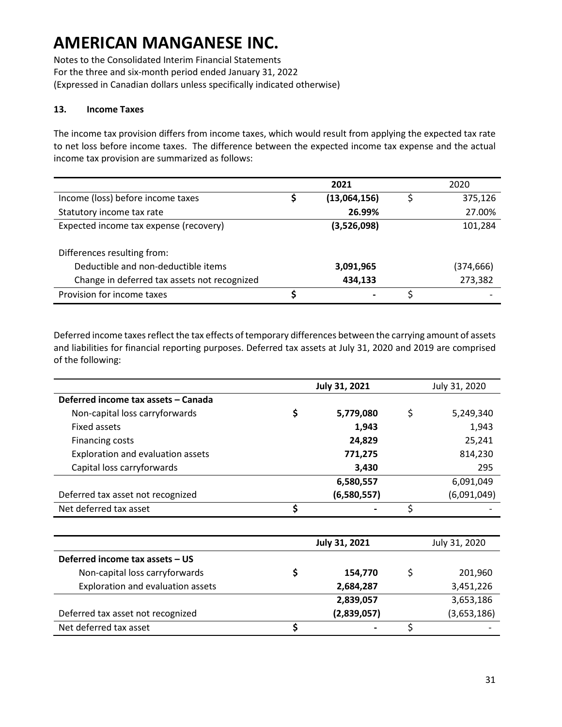# AMERICAN MANGANESE INC.

Notes to the Consolidated Interim Financial Statements
For the three and six-month period ended January 31, 2022
(Expressed in Canadian dollars unless specifically indicated otherwise)

## 13. Income Taxes

The income tax provision differs from income taxes, which would result from applying the expected tax rate to net loss before income taxes. The difference between the expected income tax expense and the actual income tax provision are summarized as follows:

| | **2021** | 2020 |
|---|---|---|
| Income (loss) before income taxes | **$ (13,064,156)** | $ 375,126 |
| Statutory income tax rate | **26.99%** | 27.00% |
| Expected income tax expense (recovery) | **(3,526,098)** | 101,284 |
| Differences resulting from: | | |
| Deductible and non-deductible items | **3,091,965** | (374,666) |
| Change in deferred tax assets not recognized | **434,133** | 273,382 |
| Provision for income taxes | **$ -** | $ - |

Deferred income taxes reflect the tax effects of temporary differences between the carrying amount of assets and liabilities for financial reporting purposes. Deferred tax assets at July 31, 2020 and 2019 are comprised of the following:

| | **July 31, 2021** | July 31, 2020 |
|---|---|---|
| **Deferred income tax assets – Canada** | | |
| Non-capital loss carryforwards | **$ 5,779,080** | $ 5,249,340 |
| Fixed assets | **1,943** | 1,943 |
| Financing costs | **24,829** | 25,241 |
| Exploration and evaluation assets | **771,275** | 814,230 |
| Capital loss carryforwards | **3,430** | 295 |
| | **6,580,557** | 6,091,049 |
| Deferred tax asset not recognized | **(6,580,557)** | (6,091,049) |
| Net deferred tax asset | **$ -** | $ - |

| | **July 31, 2021** | July 31, 2020 |
|---|---|---|
| **Deferred income tax assets – US** | | |
| Non-capital loss carryforwards | **$ 154,770** | $ 201,960 |
| Exploration and evaluation assets | **2,684,287** | 3,451,226 |
| | **2,839,057** | 3,653,186 |
| Deferred tax asset not recognized | **(2,839,057)** | (3,653,186) |
| Net deferred tax asset | **$ -** | $ - |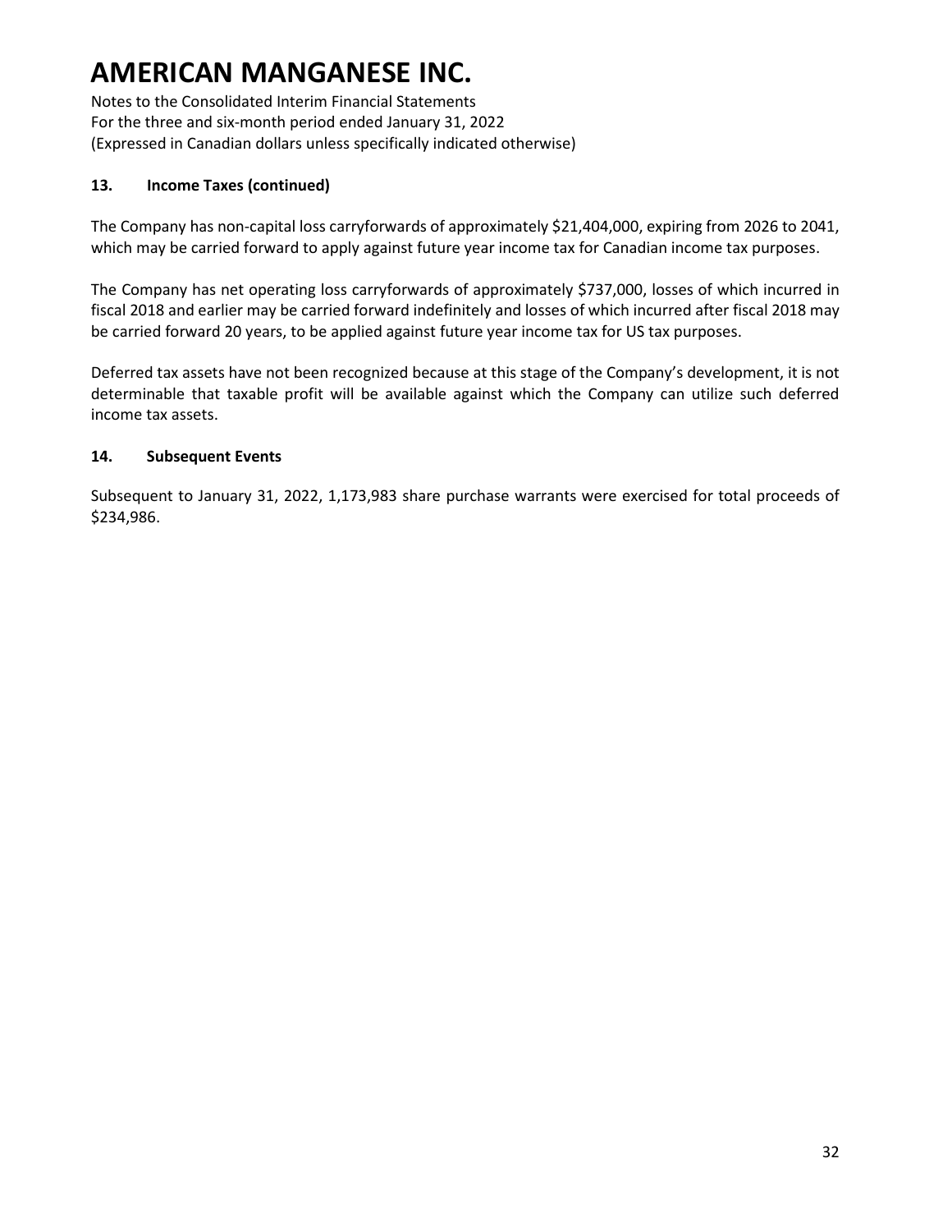# AMERICAN MANGANESE INC.

Notes to the Consolidated Interim Financial Statements
For the three and six-month period ended January 31, 2022
(Expressed in Canadian dollars unless specifically indicated otherwise)

## 13. Income Taxes (continued)

The Company has non-capital loss carryforwards of approximately $21,404,000, expiring from 2026 to 2041, which may be carried forward to apply against future year income tax for Canadian income tax purposes.

The Company has net operating loss carryforwards of approximately $737,000, losses of which incurred in fiscal 2018 and earlier may be carried forward indefinitely and losses of which incurred after fiscal 2018 may be carried forward 20 years, to be applied against future year income tax for US tax purposes.

Deferred tax assets have not been recognized because at this stage of the Company's development, it is not determinable that taxable profit will be available against which the Company can utilize such deferred income tax assets.

## 14. Subsequent Events

Subsequent to January 31, 2022, 1,173,983 share purchase warrants were exercised for total proceeds of $234,986.